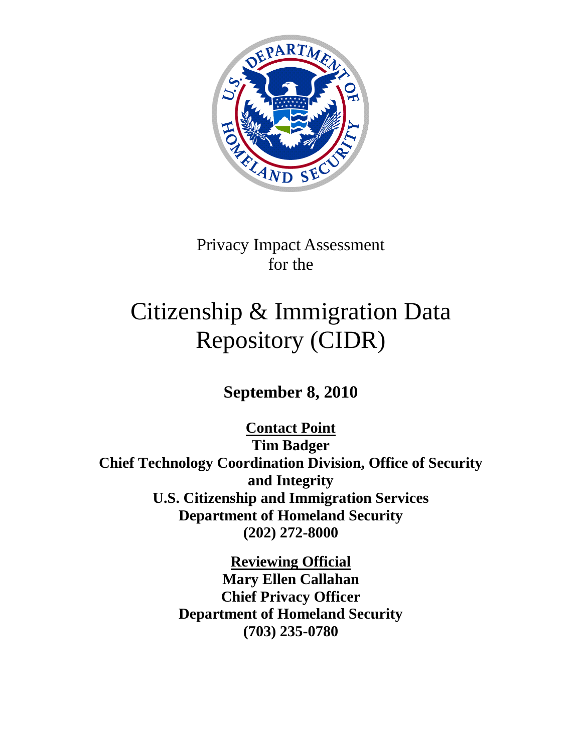Privacy Impact Assessment
for the

# Citizenship & Immigration Data Repository (CIDR)

**September 8, 2010**

**Contact Point**
**Tim Badger**
**Chief Technology Coordination Division, Office of Security and Integrity**
**U.S. Citizenship and Immigration Services**
**Department of Homeland Security**
**(202) 272-8000**

**Reviewing Official**
**Mary Ellen Callahan**
**Chief Privacy Officer**
**Department of Homeland Security**
**(703) 235-0780**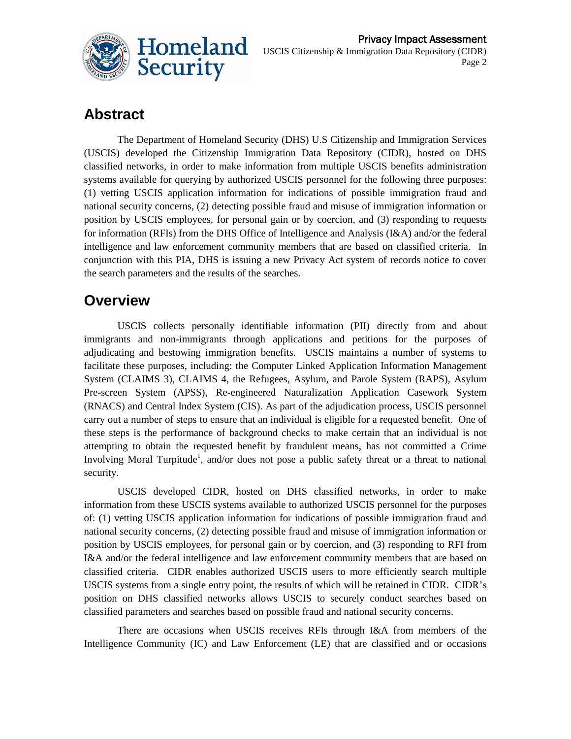## Abstract

The Department of Homeland Security (DHS) U.S Citizenship and Immigration Services (USCIS) developed the Citizenship Immigration Data Repository (CIDR), hosted on DHS classified networks, in order to make information from multiple USCIS benefits administration systems available for querying by authorized USCIS personnel for the following three purposes: (1) vetting USCIS application information for indications of possible immigration fraud and national security concerns, (2) detecting possible fraud and misuse of immigration information or position by USCIS employees, for personal gain or by coercion, and (3) responding to requests for information (RFIs) from the DHS Office of Intelligence and Analysis (I&A) and/or the federal intelligence and law enforcement community members that are based on classified criteria. In conjunction with this PIA, DHS is issuing a new Privacy Act system of records notice to cover the search parameters and the results of the searches.

## Overview

USCIS collects personally identifiable information (PII) directly from and about immigrants and non-immigrants through applications and petitions for the purposes of adjudicating and bestowing immigration benefits. USCIS maintains a number of systems to facilitate these purposes, including: the Computer Linked Application Information Management System (CLAIMS 3), CLAIMS 4, the Refugees, Asylum, and Parole System (RAPS), Asylum Pre-screen System (APSS), Re-engineered Naturalization Application Casework System (RNACS) and Central Index System (CIS). As part of the adjudication process, USCIS personnel carry out a number of steps to ensure that an individual is eligible for a requested benefit. One of these steps is the performance of background checks to make certain that an individual is not attempting to obtain the requested benefit by fraudulent means, has not committed a Crime Involving Moral Turpitude[1], and/or does not pose a public safety threat or a threat to national security.

USCIS developed CIDR, hosted on DHS classified networks, in order to make information from these USCIS systems available to authorized USCIS personnel for the purposes of: (1) vetting USCIS application information for indications of possible immigration fraud and national security concerns, (2) detecting possible fraud and misuse of immigration information or position by USCIS employees, for personal gain or by coercion, and (3) responding to RFI from I&A and/or the federal intelligence and law enforcement community members that are based on classified criteria. CIDR enables authorized USCIS users to more efficiently search multiple USCIS systems from a single entry point, the results of which will be retained in CIDR. CIDR's position on DHS classified networks allows USCIS to securely conduct searches based on classified parameters and searches based on possible fraud and national security concerns.

There are occasions when USCIS receives RFIs through I&A from members of the Intelligence Community (IC) and Law Enforcement (LE) that are classified and or occasions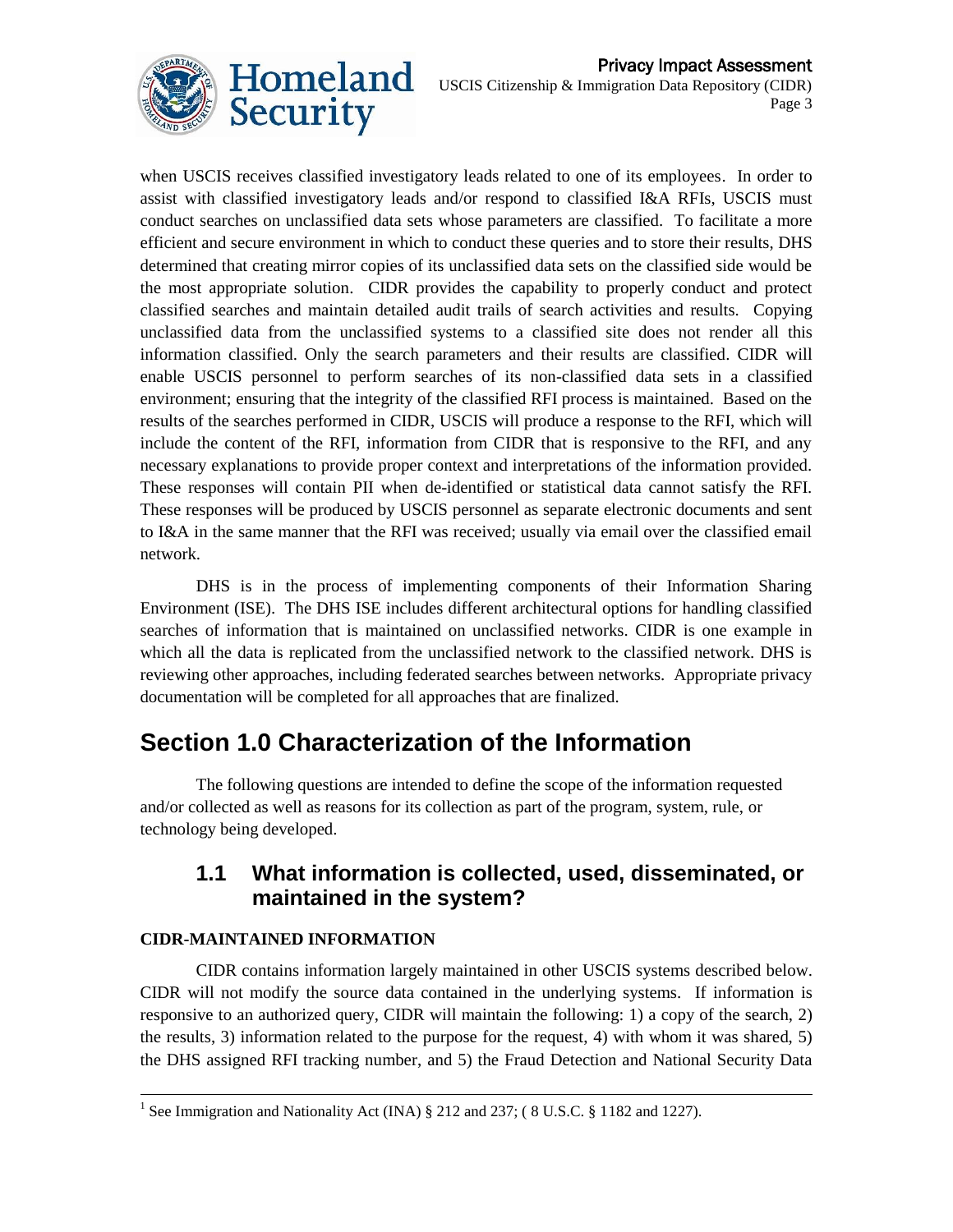when USCIS receives classified investigatory leads related to one of its employees. In order to assist with classified investigatory leads and/or respond to classified I&A RFIs, USCIS must conduct searches on unclassified data sets whose parameters are classified. To facilitate a more efficient and secure environment in which to conduct these queries and to store their results, DHS determined that creating mirror copies of its unclassified data sets on the classified side would be the most appropriate solution. CIDR provides the capability to properly conduct and protect classified searches and maintain detailed audit trails of search activities and results. Copying unclassified data from the unclassified systems to a classified site does not render all this information classified. Only the search parameters and their results are classified. CIDR will enable USCIS personnel to perform searches of its non-classified data sets in a classified environment; ensuring that the integrity of the classified RFI process is maintained. Based on the results of the searches performed in CIDR, USCIS will produce a response to the RFI, which will include the content of the RFI, information from CIDR that is responsive to the RFI, and any necessary explanations to provide proper context and interpretations of the information provided. These responses will contain PII when de-identified or statistical data cannot satisfy the RFI. These responses will be produced by USCIS personnel as separate electronic documents and sent to I&A in the same manner that the RFI was received; usually via email over the classified email network.

DHS is in the process of implementing components of their Information Sharing Environment (ISE). The DHS ISE includes different architectural options for handling classified searches of information that is maintained on unclassified networks. CIDR is one example in which all the data is replicated from the unclassified network to the classified network. DHS is reviewing other approaches, including federated searches between networks. Appropriate privacy documentation will be completed for all approaches that are finalized.

# Section 1.0 Characterization of the Information

The following questions are intended to define the scope of the information requested and/or collected as well as reasons for its collection as part of the program, system, rule, or technology being developed.

## 1.1 What information is collected, used, disseminated, or maintained in the system?

**CIDR-MAINTAINED INFORMATION**

CIDR contains information largely maintained in other USCIS systems described below. CIDR will not modify the source data contained in the underlying systems. If information is responsive to an authorized query, CIDR will maintain the following: 1) a copy of the search, 2) the results, 3) information related to the purpose for the request, 4) with whom it was shared, 5) the DHS assigned RFI tracking number, and 5) the Fraud Detection and National Security Data

[1] See Immigration and Nationality Act (INA) § 212 and 237; ( 8 U.S.C. § 1182 and 1227).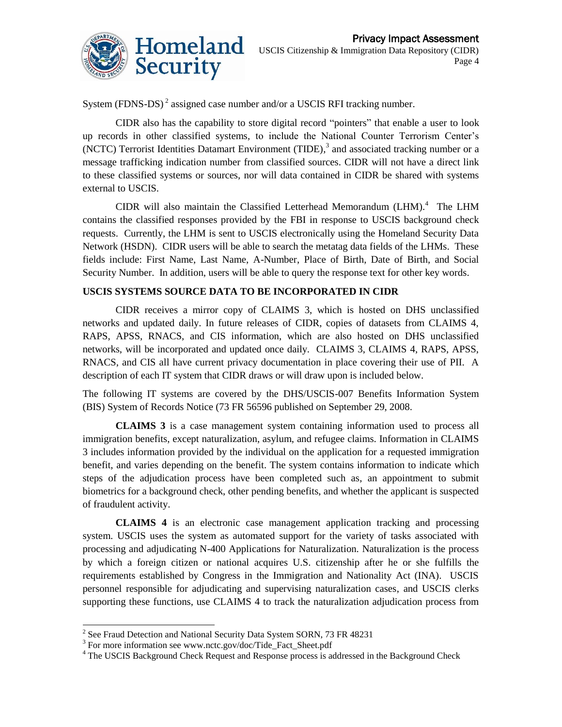System (FDNS-DS)[2] assigned case number and/or a USCIS RFI tracking number.

CIDR also has the capability to store digital record "pointers" that enable a user to look up records in other classified systems, to include the National Counter Terrorism Center's (NCTC) Terrorist Identities Datamart Environment (TIDE),[3] and associated tracking number or a message trafficking indication number from classified sources. CIDR will not have a direct link to these classified systems or sources, nor will data contained in CIDR be shared with systems external to USCIS.

CIDR will also maintain the Classified Letterhead Memorandum (LHM).[4] The LHM contains the classified responses provided by the FBI in response to USCIS background check requests. Currently, the LHM is sent to USCIS electronically using the Homeland Security Data Network (HSDN). CIDR users will be able to search the metatag data fields of the LHMs. These fields include: First Name, Last Name, A-Number, Place of Birth, Date of Birth, and Social Security Number. In addition, users will be able to query the response text for other key words.

**USCIS SYSTEMS SOURCE DATA TO BE INCORPORATED IN CIDR**

CIDR receives a mirror copy of CLAIMS 3, which is hosted on DHS unclassified networks and updated daily. In future releases of CIDR, copies of datasets from CLAIMS 4, RAPS, APSS, RNACS, and CIS information, which are also hosted on DHS unclassified networks, will be incorporated and updated once daily. CLAIMS 3, CLAIMS 4, RAPS, APSS, RNACS, and CIS all have current privacy documentation in place covering their use of PII. A description of each IT system that CIDR draws or will draw upon is included below.

The following IT systems are covered by the DHS/USCIS-007 Benefits Information System (BIS) System of Records Notice (73 FR 56596 published on September 29, 2008.

**CLAIMS 3** is a case management system containing information used to process all immigration benefits, except naturalization, asylum, and refugee claims. Information in CLAIMS 3 includes information provided by the individual on the application for a requested immigration benefit, and varies depending on the benefit. The system contains information to indicate which steps of the adjudication process have been completed such as, an appointment to submit biometrics for a background check, other pending benefits, and whether the applicant is suspected of fraudulent activity.

**CLAIMS 4** is an electronic case management application tracking and processing system. USCIS uses the system as automated support for the variety of tasks associated with processing and adjudicating N-400 Applications for Naturalization. Naturalization is the process by which a foreign citizen or national acquires U.S. citizenship after he or she fulfills the requirements established by Congress in the Immigration and Nationality Act (INA). USCIS personnel responsible for adjudicating and supervising naturalization cases, and USCIS clerks supporting these functions, use CLAIMS 4 to track the naturalization adjudication process from

---

[2] See Fraud Detection and National Security Data System SORN, 73 FR 48231

[3] For more information see www.nctc.gov/doc/Tide_Fact_Sheet.pdf

[4] The USCIS Background Check Request and Response process is addressed in the Background Check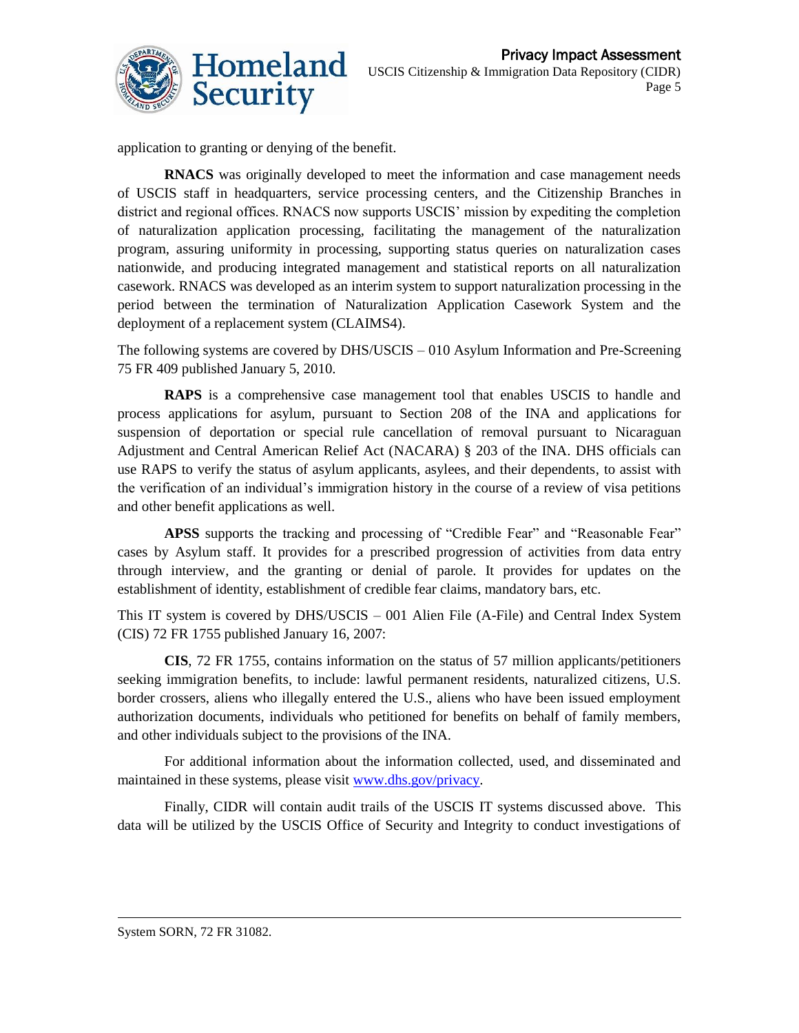application to granting or denying of the benefit.

**RNACS** was originally developed to meet the information and case management needs of USCIS staff in headquarters, service processing centers, and the Citizenship Branches in district and regional offices. RNACS now supports USCIS' mission by expediting the completion of naturalization application processing, facilitating the management of the naturalization program, assuring uniformity in processing, supporting status queries on naturalization cases nationwide, and producing integrated management and statistical reports on all naturalization casework. RNACS was developed as an interim system to support naturalization processing in the period between the termination of Naturalization Application Casework System and the deployment of a replacement system (CLAIMS4).

The following systems are covered by DHS/USCIS – 010 Asylum Information and Pre-Screening 75 FR 409 published January 5, 2010.

**RAPS** is a comprehensive case management tool that enables USCIS to handle and process applications for asylum, pursuant to Section 208 of the INA and applications for suspension of deportation or special rule cancellation of removal pursuant to Nicaraguan Adjustment and Central American Relief Act (NACARA) § 203 of the INA. DHS officials can use RAPS to verify the status of asylum applicants, asylees, and their dependents, to assist with the verification of an individual's immigration history in the course of a review of visa petitions and other benefit applications as well.

**APSS** supports the tracking and processing of "Credible Fear" and "Reasonable Fear" cases by Asylum staff. It provides for a prescribed progression of activities from data entry through interview, and the granting or denial of parole. It provides for updates on the establishment of identity, establishment of credible fear claims, mandatory bars, etc.

This IT system is covered by DHS/USCIS – 001 Alien File (A-File) and Central Index System (CIS) 72 FR 1755 published January 16, 2007:

**CIS**, 72 FR 1755, contains information on the status of 57 million applicants/petitioners seeking immigration benefits, to include: lawful permanent residents, naturalized citizens, U.S. border crossers, aliens who illegally entered the U.S., aliens who have been issued employment authorization documents, individuals who petitioned for benefits on behalf of family members, and other individuals subject to the provisions of the INA.

For additional information about the information collected, used, and disseminated and maintained in these systems, please visit [www.dhs.gov/privacy](www.dhs.gov/privacy).

Finally, CIDR will contain audit trails of the USCIS IT systems discussed above. This data will be utilized by the USCIS Office of Security and Integrity to conduct investigations of

---

System SORN, 72 FR 31082.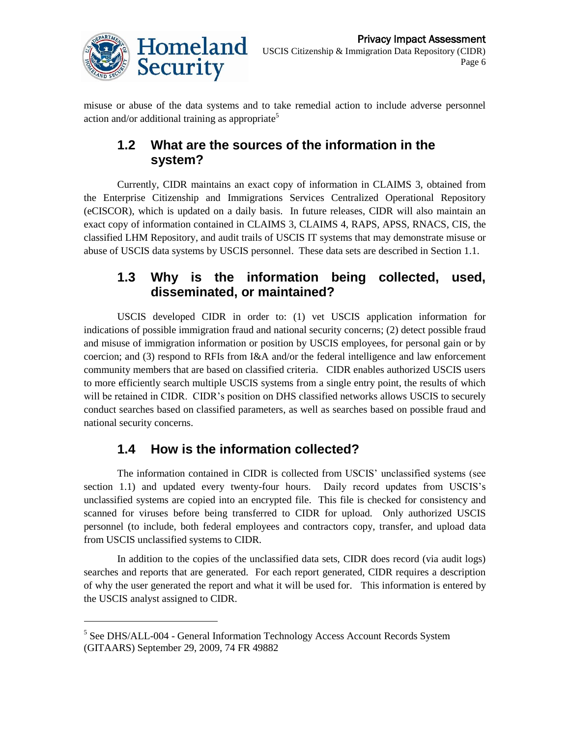misuse or abuse of the data systems and to take remedial action to include adverse personnel action and/or additional training as appropriate[5]

## 1.2 What are the sources of the information in the system?

Currently, CIDR maintains an exact copy of information in CLAIMS 3, obtained from the Enterprise Citizenship and Immigrations Services Centralized Operational Repository (eCISCOR), which is updated on a daily basis. In future releases, CIDR will also maintain an exact copy of information contained in CLAIMS 3, CLAIMS 4, RAPS, APSS, RNACS, CIS, the classified LHM Repository, and audit trails of USCIS IT systems that may demonstrate misuse or abuse of USCIS data systems by USCIS personnel. These data sets are described in Section 1.1.

## 1.3 Why is the information being collected, used, disseminated, or maintained?

USCIS developed CIDR in order to: (1) vet USCIS application information for indications of possible immigration fraud and national security concerns; (2) detect possible fraud and misuse of immigration information or position by USCIS employees, for personal gain or by coercion; and (3) respond to RFIs from I&A and/or the federal intelligence and law enforcement community members that are based on classified criteria. CIDR enables authorized USCIS users to more efficiently search multiple USCIS systems from a single entry point, the results of which will be retained in CIDR. CIDR's position on DHS classified networks allows USCIS to securely conduct searches based on classified parameters, as well as searches based on possible fraud and national security concerns.

## 1.4 How is the information collected?

The information contained in CIDR is collected from USCIS' unclassified systems (see section 1.1) and updated every twenty-four hours. Daily record updates from USCIS's unclassified systems are copied into an encrypted file. This file is checked for consistency and scanned for viruses before being transferred to CIDR for upload. Only authorized USCIS personnel (to include, both federal employees and contractors copy, transfer, and upload data from USCIS unclassified systems to CIDR.

In addition to the copies of the unclassified data sets, CIDR does record (via audit logs) searches and reports that are generated. For each report generated, CIDR requires a description of why the user generated the report and what it will be used for. This information is entered by the USCIS analyst assigned to CIDR.

---

[5] See DHS/ALL-004 - General Information Technology Access Account Records System (GITAARS) September 29, 2009, 74 FR 49882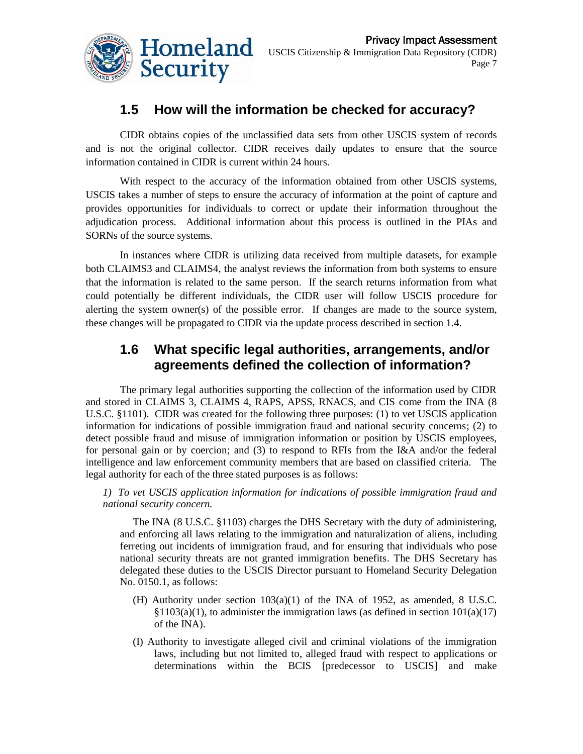## 1.5 How will the information be checked for accuracy?

CIDR obtains copies of the unclassified data sets from other USCIS system of records and is not the original collector. CIDR receives daily updates to ensure that the source information contained in CIDR is current within 24 hours.

With respect to the accuracy of the information obtained from other USCIS systems, USCIS takes a number of steps to ensure the accuracy of information at the point of capture and provides opportunities for individuals to correct or update their information throughout the adjudication process. Additional information about this process is outlined in the PIAs and SORNs of the source systems.

In instances where CIDR is utilizing data received from multiple datasets, for example both CLAIMS3 and CLAIMS4, the analyst reviews the information from both systems to ensure that the information is related to the same person. If the search returns information from what could potentially be different individuals, the CIDR user will follow USCIS procedure for alerting the system owner(s) of the possible error. If changes are made to the source system, these changes will be propagated to CIDR via the update process described in section 1.4.

## 1.6 What specific legal authorities, arrangements, and/or agreements defined the collection of information?

The primary legal authorities supporting the collection of the information used by CIDR and stored in CLAIMS 3, CLAIMS 4, RAPS, APSS, RNACS, and CIS come from the INA (8 U.S.C. §1101). CIDR was created for the following three purposes: (1) to vet USCIS application information for indications of possible immigration fraud and national security concerns; (2) to detect possible fraud and misuse of immigration information or position by USCIS employees, for personal gain or by coercion; and (3) to respond to RFIs from the I&A and/or the federal intelligence and law enforcement community members that are based on classified criteria. The legal authority for each of the three stated purposes is as follows:

*1) To vet USCIS application information for indications of possible immigration fraud and national security concern.*

The INA (8 U.S.C. §1103) charges the DHS Secretary with the duty of administering, and enforcing all laws relating to the immigration and naturalization of aliens, including ferreting out incidents of immigration fraud, and for ensuring that individuals who pose national security threats are not granted immigration benefits. The DHS Secretary has delegated these duties to the USCIS Director pursuant to Homeland Security Delegation No. 0150.1, as follows:

(H) Authority under section 103(a)(1) of the INA of 1952, as amended, 8 U.S.C. §1103(a)(1), to administer the immigration laws (as defined in section 101(a)(17) of the INA).

(I) Authority to investigate alleged civil and criminal violations of the immigration laws, including but not limited to, alleged fraud with respect to applications or determinations within the BCIS [predecessor to USCIS] and make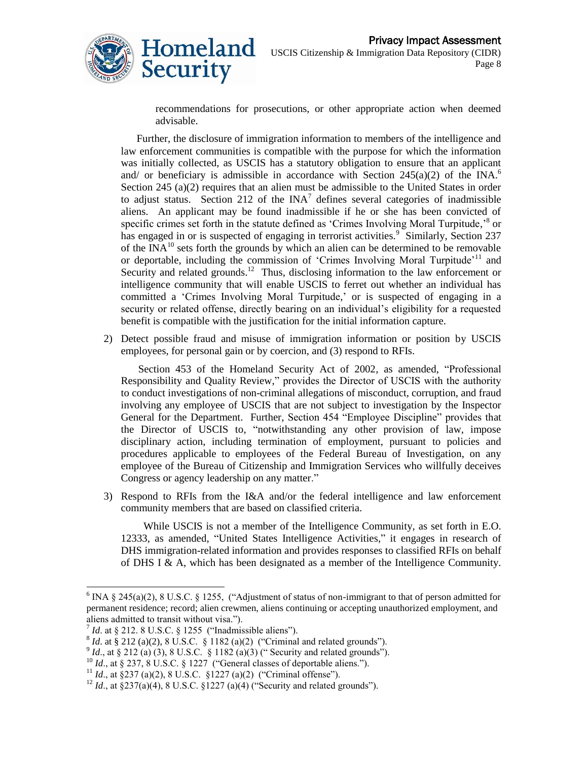recommendations for prosecutions, or other appropriate action when deemed advisable.

Further, the disclosure of immigration information to members of the intelligence and law enforcement communities is compatible with the purpose for which the information was initially collected, as USCIS has a statutory obligation to ensure that an applicant and/ or beneficiary is admissible in accordance with Section 245(a)(2) of the INA.[6] Section 245 (a)(2) requires that an alien must be admissible to the United States in order to adjust status. Section 212 of the INA[7] defines several categories of inadmissible aliens. An applicant may be found inadmissible if he or she has been convicted of specific crimes set forth in the statute defined as 'Crimes Involving Moral Turpitude,'[8] or has engaged in or is suspected of engaging in terrorist activities.[9] Similarly, Section 237 of the INA[10] sets forth the grounds by which an alien can be determined to be removable or deportable, including the commission of 'Crimes Involving Moral Turpitude'[11] and Security and related grounds.[12] Thus, disclosing information to the law enforcement or intelligence community that will enable USCIS to ferret out whether an individual has committed a 'Crimes Involving Moral Turpitude,' or is suspected of engaging in a security or related offense, directly bearing on an individual's eligibility for a requested benefit is compatible with the justification for the initial information capture.

2) Detect possible fraud and misuse of immigration information or position by USCIS employees, for personal gain or by coercion, and (3) respond to RFIs.

   Section 453 of the Homeland Security Act of 2002, as amended, "Professional Responsibility and Quality Review," provides the Director of USCIS with the authority to conduct investigations of non-criminal allegations of misconduct, corruption, and fraud involving any employee of USCIS that are not subject to investigation by the Inspector General for the Department. Further, Section 454 "Employee Discipline" provides that the Director of USCIS to, "notwithstanding any other provision of law, impose disciplinary action, including termination of employment, pursuant to policies and procedures applicable to employees of the Federal Bureau of Investigation, on any employee of the Bureau of Citizenship and Immigration Services who willfully deceives Congress or agency leadership on any matter."

3) Respond to RFIs from the I&A and/or the federal intelligence and law enforcement community members that are based on classified criteria.

   While USCIS is not a member of the Intelligence Community, as set forth in E.O. 12333, as amended, "United States Intelligence Activities," it engages in research of DHS immigration-related information and provides responses to classified RFIs on behalf of DHS I & A, which has been designated as a member of the Intelligence Community.

---

[6] INA § 245(a)(2), 8 U.S.C. § 1255, ("Adjustment of status of non-immigrant to that of person admitted for permanent residence; record; alien crewmen, aliens continuing or accepting unauthorized employment, and aliens admitted to transit without visa.").

[7] *Id*. at § 212. 8 U.S.C. § 1255 ("Inadmissible aliens").

[8] *Id*. at § 212 (a)(2), 8 U.S.C. § 1182 (a)(2) ("Criminal and related grounds").

[9] *Id*., at § 212 (a) (3), 8 U.S.C. § 1182 (a)(3) (" Security and related grounds").

[10] *Id*., at § 237, 8 U.S.C. § 1227 ("General classes of deportable aliens.").

[11] *Id*., at §237 (a)(2), 8 U.S.C. §1227 (a)(2) ("Criminal offense").

[12] *Id*., at §237(a)(4), 8 U.S.C. §1227 (a)(4) ("Security and related grounds").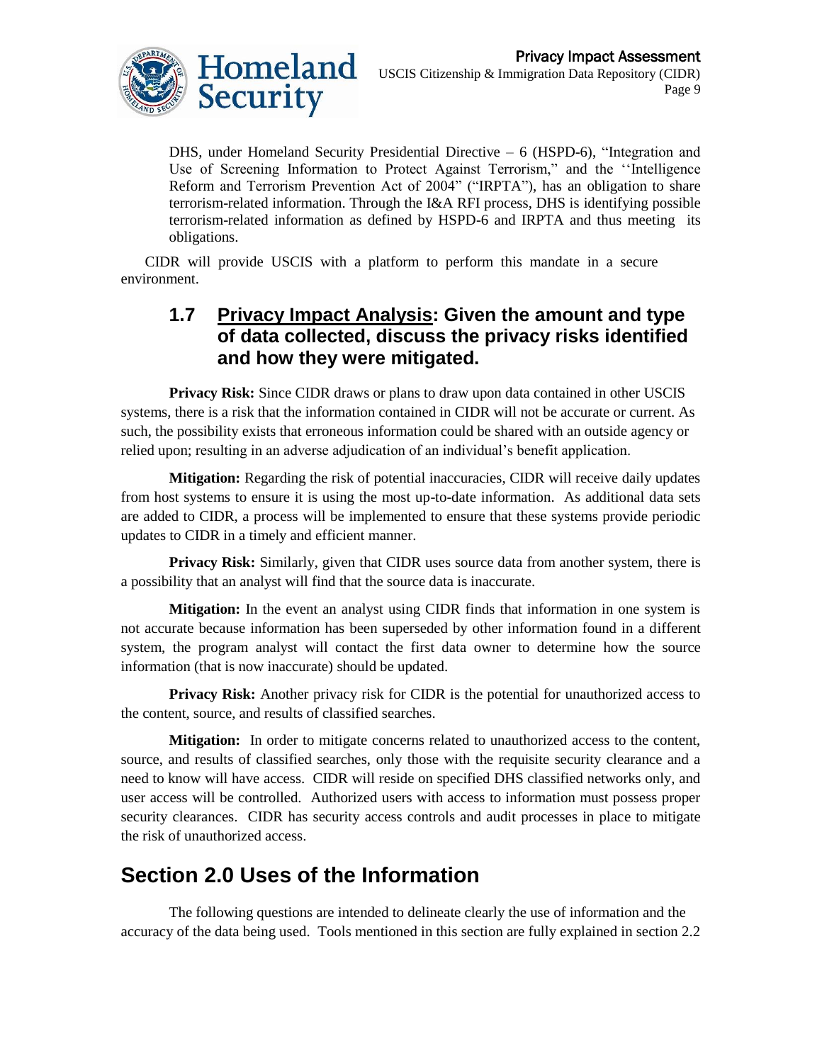DHS, under Homeland Security Presidential Directive – 6 (HSPD-6), "Integration and Use of Screening Information to Protect Against Terrorism," and the ''Intelligence Reform and Terrorism Prevention Act of 2004" ("IRPTA"), has an obligation to share terrorism-related information. Through the I&A RFI process, DHS is identifying possible terrorism-related information as defined by HSPD-6 and IRPTA and thus meeting its obligations.

CIDR will provide USCIS with a platform to perform this mandate in a secure environment.

### 1.7 <u>Privacy Impact Analysis</u>: Given the amount and type of data collected, discuss the privacy risks identified and how they were mitigated.

**Privacy Risk:** Since CIDR draws or plans to draw upon data contained in other USCIS systems, there is a risk that the information contained in CIDR will not be accurate or current. As such, the possibility exists that erroneous information could be shared with an outside agency or relied upon; resulting in an adverse adjudication of an individual's benefit application.

**Mitigation:** Regarding the risk of potential inaccuracies, CIDR will receive daily updates from host systems to ensure it is using the most up-to-date information. As additional data sets are added to CIDR, a process will be implemented to ensure that these systems provide periodic updates to CIDR in a timely and efficient manner.

**Privacy Risk:** Similarly, given that CIDR uses source data from another system, there is a possibility that an analyst will find that the source data is inaccurate.

**Mitigation:** In the event an analyst using CIDR finds that information in one system is not accurate because information has been superseded by other information found in a different system, the program analyst will contact the first data owner to determine how the source information (that is now inaccurate) should be updated.

**Privacy Risk:** Another privacy risk for CIDR is the potential for unauthorized access to the content, source, and results of classified searches.

**Mitigation:** In order to mitigate concerns related to unauthorized access to the content, source, and results of classified searches, only those with the requisite security clearance and a need to know will have access. CIDR will reside on specified DHS classified networks only, and user access will be controlled. Authorized users with access to information must possess proper security clearances. CIDR has security access controls and audit processes in place to mitigate the risk of unauthorized access.

## Section 2.0 Uses of the Information

The following questions are intended to delineate clearly the use of information and the accuracy of the data being used. Tools mentioned in this section are fully explained in section 2.2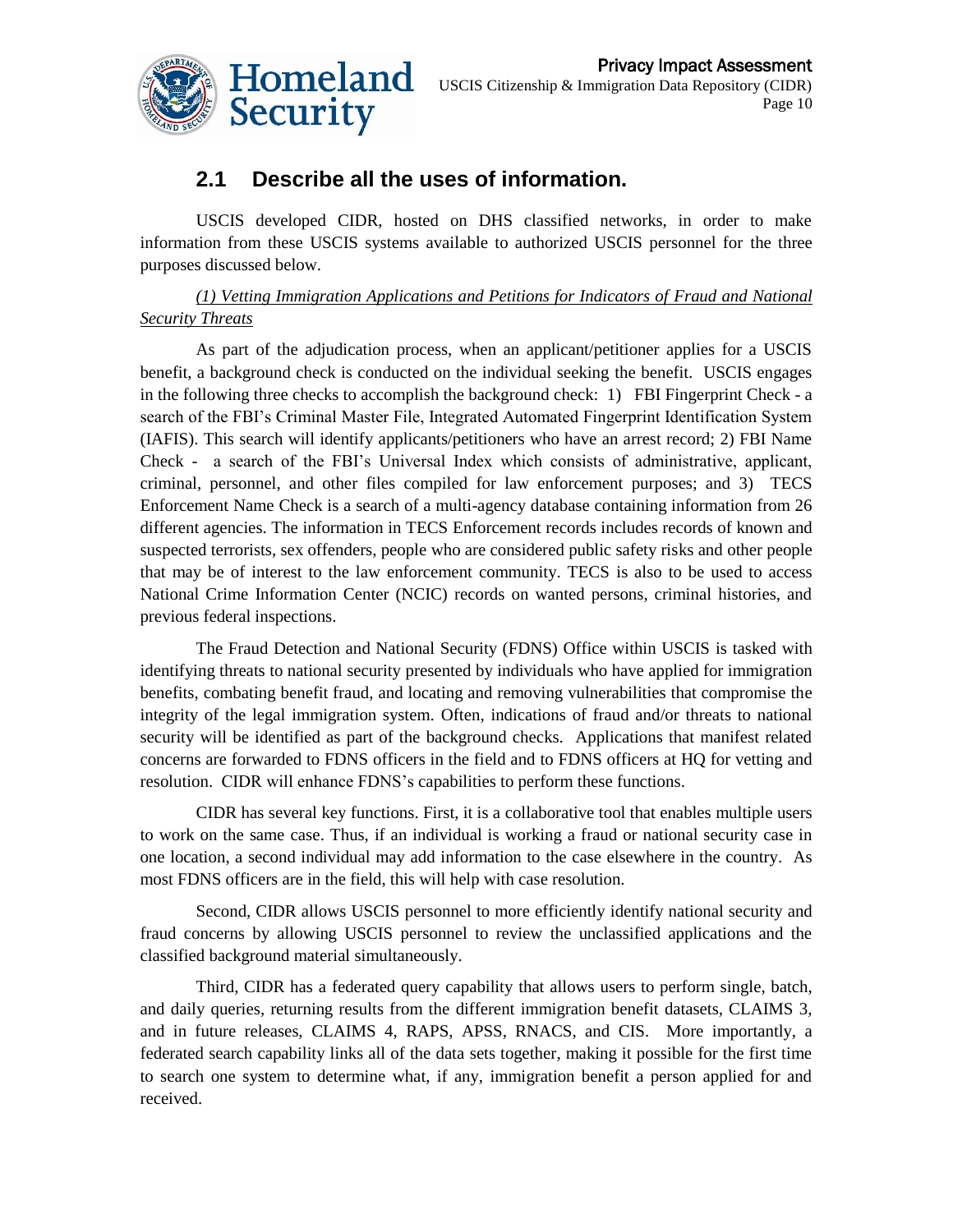## 2.1 Describe all the uses of information.

USCIS developed CIDR, hosted on DHS classified networks, in order to make information from these USCIS systems available to authorized USCIS personnel for the three purposes discussed below.

*(1) Vetting Immigration Applications and Petitions for Indicators of Fraud and National Security Threats*

As part of the adjudication process, when an applicant/petitioner applies for a USCIS benefit, a background check is conducted on the individual seeking the benefit. USCIS engages in the following three checks to accomplish the background check: 1) FBI Fingerprint Check - a search of the FBI's Criminal Master File, Integrated Automated Fingerprint Identification System (IAFIS). This search will identify applicants/petitioners who have an arrest record; 2) FBI Name Check - a search of the FBI's Universal Index which consists of administrative, applicant, criminal, personnel, and other files compiled for law enforcement purposes; and 3) TECS Enforcement Name Check is a search of a multi-agency database containing information from 26 different agencies. The information in TECS Enforcement records includes records of known and suspected terrorists, sex offenders, people who are considered public safety risks and other people that may be of interest to the law enforcement community. TECS is also to be used to access National Crime Information Center (NCIC) records on wanted persons, criminal histories, and previous federal inspections.

The Fraud Detection and National Security (FDNS) Office within USCIS is tasked with identifying threats to national security presented by individuals who have applied for immigration benefits, combating benefit fraud, and locating and removing vulnerabilities that compromise the integrity of the legal immigration system. Often, indications of fraud and/or threats to national security will be identified as part of the background checks. Applications that manifest related concerns are forwarded to FDNS officers in the field and to FDNS officers at HQ for vetting and resolution. CIDR will enhance FDNS's capabilities to perform these functions.

CIDR has several key functions. First, it is a collaborative tool that enables multiple users to work on the same case. Thus, if an individual is working a fraud or national security case in one location, a second individual may add information to the case elsewhere in the country. As most FDNS officers are in the field, this will help with case resolution.

Second, CIDR allows USCIS personnel to more efficiently identify national security and fraud concerns by allowing USCIS personnel to review the unclassified applications and the classified background material simultaneously.

Third, CIDR has a federated query capability that allows users to perform single, batch, and daily queries, returning results from the different immigration benefit datasets, CLAIMS 3, and in future releases, CLAIMS 4, RAPS, APSS, RNACS, and CIS. More importantly, a federated search capability links all of the data sets together, making it possible for the first time to search one system to determine what, if any, immigration benefit a person applied for and received.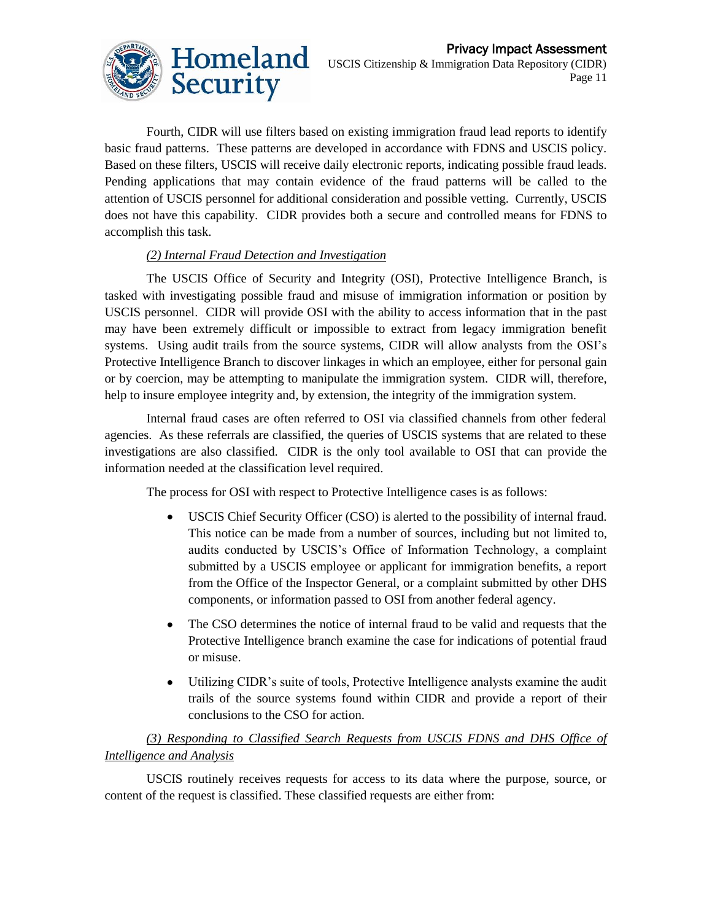Fourth, CIDR will use filters based on existing immigration fraud lead reports to identify basic fraud patterns. These patterns are developed in accordance with FDNS and USCIS policy. Based on these filters, USCIS will receive daily electronic reports, indicating possible fraud leads. Pending applications that may contain evidence of the fraud patterns will be called to the attention of USCIS personnel for additional consideration and possible vetting. Currently, USCIS does not have this capability. CIDR provides both a secure and controlled means for FDNS to accomplish this task.

*(2) Internal Fraud Detection and Investigation*

The USCIS Office of Security and Integrity (OSI), Protective Intelligence Branch, is tasked with investigating possible fraud and misuse of immigration information or position by USCIS personnel. CIDR will provide OSI with the ability to access information that in the past may have been extremely difficult or impossible to extract from legacy immigration benefit systems. Using audit trails from the source systems, CIDR will allow analysts from the OSI's Protective Intelligence Branch to discover linkages in which an employee, either for personal gain or by coercion, may be attempting to manipulate the immigration system. CIDR will, therefore, help to insure employee integrity and, by extension, the integrity of the immigration system.

Internal fraud cases are often referred to OSI via classified channels from other federal agencies. As these referrals are classified, the queries of USCIS systems that are related to these investigations are also classified. CIDR is the only tool available to OSI that can provide the information needed at the classification level required.

The process for OSI with respect to Protective Intelligence cases is as follows:

- USCIS Chief Security Officer (CSO) is alerted to the possibility of internal fraud. This notice can be made from a number of sources, including but not limited to, audits conducted by USCIS's Office of Information Technology, a complaint submitted by a USCIS employee or applicant for immigration benefits, a report from the Office of the Inspector General, or a complaint submitted by other DHS components, or information passed to OSI from another federal agency.
- The CSO determines the notice of internal fraud to be valid and requests that the Protective Intelligence branch examine the case for indications of potential fraud or misuse.
- Utilizing CIDR's suite of tools, Protective Intelligence analysts examine the audit trails of the source systems found within CIDR and provide a report of their conclusions to the CSO for action.

*(3) Responding to Classified Search Requests from USCIS FDNS and DHS Office of Intelligence and Analysis*

USCIS routinely receives requests for access to its data where the purpose, source, or content of the request is classified. These classified requests are either from: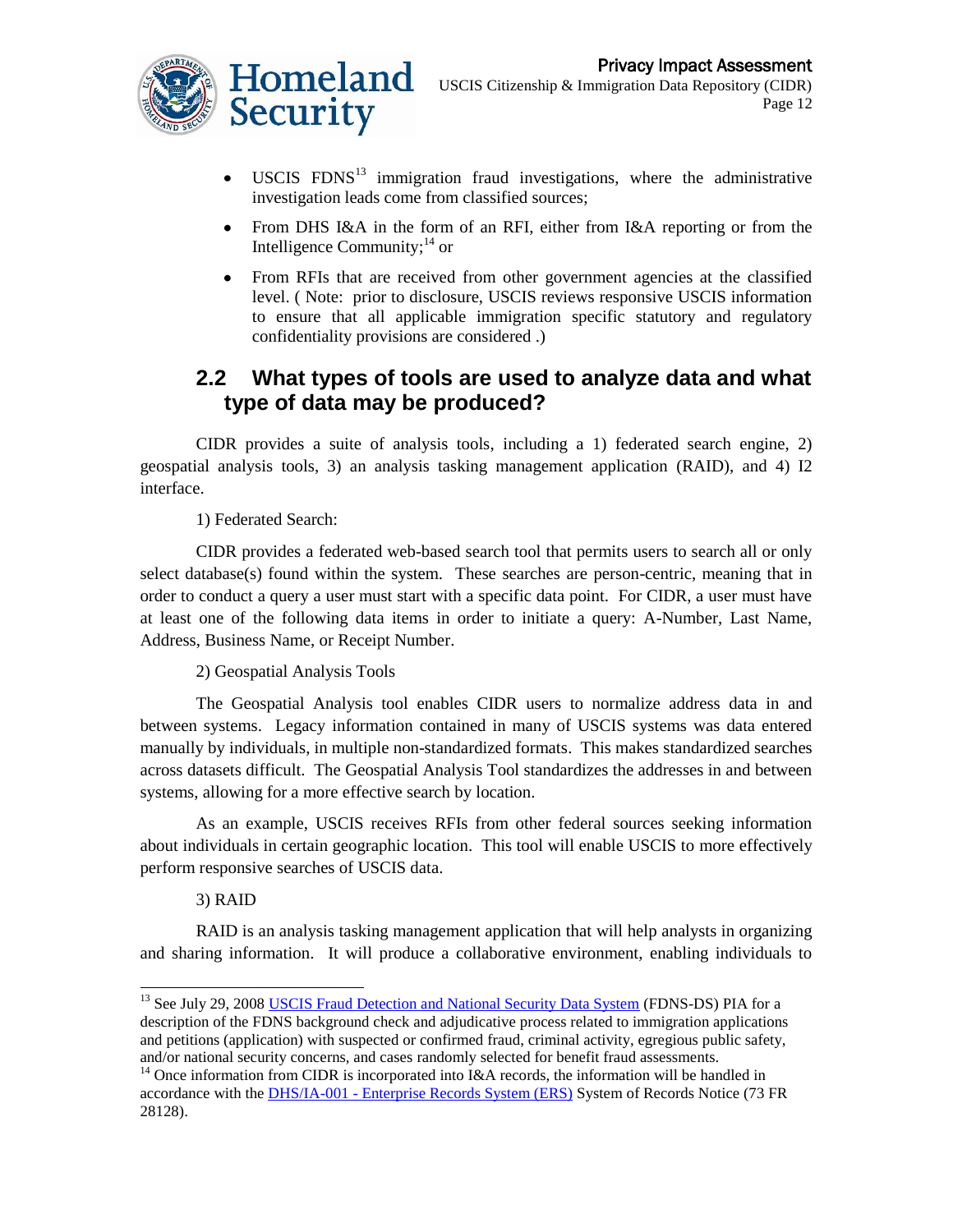- USCIS FDNS[13] immigration fraud investigations, where the administrative investigation leads come from classified sources;
- From DHS I&A in the form of an RFI, either from I&A reporting or from the Intelligence Community;[14] or
- From RFIs that are received from other government agencies at the classified level. ( Note: prior to disclosure, USCIS reviews responsive USCIS information to ensure that all applicable immigration specific statutory and regulatory confidentiality provisions are considered .)

## 2.2 What types of tools are used to analyze data and what type of data may be produced?

CIDR provides a suite of analysis tools, including a 1) federated search engine, 2) geospatial analysis tools, 3) an analysis tasking management application (RAID), and 4) I2 interface.

1) Federated Search:

CIDR provides a federated web-based search tool that permits users to search all or only select database(s) found within the system. These searches are person-centric, meaning that in order to conduct a query a user must start with a specific data point. For CIDR, a user must have at least one of the following data items in order to initiate a query: A-Number, Last Name, Address, Business Name, or Receipt Number.

2) Geospatial Analysis Tools

The Geospatial Analysis tool enables CIDR users to normalize address data in and between systems. Legacy information contained in many of USCIS systems was data entered manually by individuals, in multiple non-standardized formats. This makes standardized searches across datasets difficult. The Geospatial Analysis Tool standardizes the addresses in and between systems, allowing for a more effective search by location.

As an example, USCIS receives RFIs from other federal sources seeking information about individuals in certain geographic location. This tool will enable USCIS to more effectively perform responsive searches of USCIS data.

3) RAID

RAID is an analysis tasking management application that will help analysts in organizing and sharing information. It will produce a collaborative environment, enabling individuals to

---

[13] See July 29, 2008 USCIS Fraud Detection and National Security Data System (FDNS-DS) PIA for a description of the FDNS background check and adjudicative process related to immigration applications and petitions (application) with suspected or confirmed fraud, criminal activity, egregious public safety, and/or national security concerns, and cases randomly selected for benefit fraud assessments.

[14] Once information from CIDR is incorporated into I&A records, the information will be handled in accordance with the DHS/IA-001 - Enterprise Records System (ERS) System of Records Notice (73 FR 28128).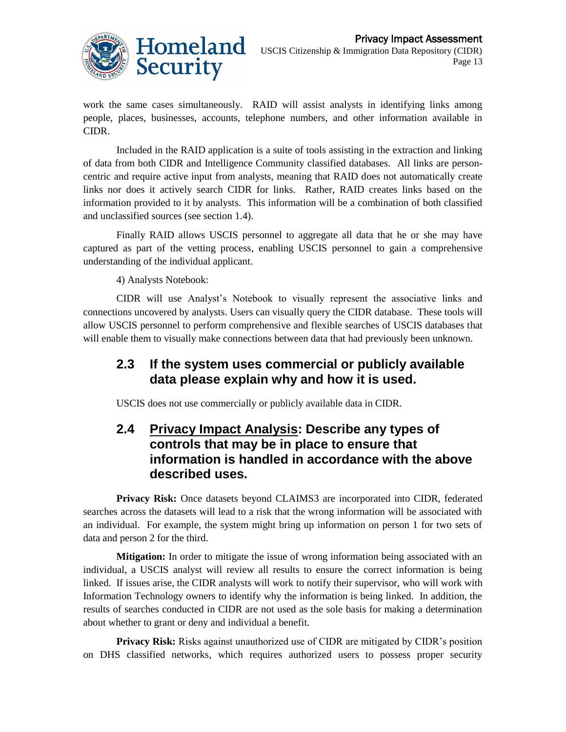work the same cases simultaneously. RAID will assist analysts in identifying links among people, places, businesses, accounts, telephone numbers, and other information available in CIDR.

Included in the RAID application is a suite of tools assisting in the extraction and linking of data from both CIDR and Intelligence Community classified databases. All links are person-centric and require active input from analysts, meaning that RAID does not automatically create links nor does it actively search CIDR for links. Rather, RAID creates links based on the information provided to it by analysts. This information will be a combination of both classified and unclassified sources (see section 1.4).

Finally RAID allows USCIS personnel to aggregate all data that he or she may have captured as part of the vetting process, enabling USCIS personnel to gain a comprehensive understanding of the individual applicant.

4) Analysts Notebook:

CIDR will use Analyst's Notebook to visually represent the associative links and connections uncovered by analysts. Users can visually query the CIDR database. These tools will allow USCIS personnel to perform comprehensive and flexible searches of USCIS databases that will enable them to visually make connections between data that had previously been unknown.

## 2.3 If the system uses commercial or publicly available data please explain why and how it is used.

USCIS does not use commercially or publicly available data in CIDR.

## 2.4 Privacy Impact Analysis: Describe any types of controls that may be in place to ensure that information is handled in accordance with the above described uses.

**Privacy Risk:** Once datasets beyond CLAIMS3 are incorporated into CIDR, federated searches across the datasets will lead to a risk that the wrong information will be associated with an individual. For example, the system might bring up information on person 1 for two sets of data and person 2 for the third.

**Mitigation:** In order to mitigate the issue of wrong information being associated with an individual, a USCIS analyst will review all results to ensure the correct information is being linked. If issues arise, the CIDR analysts will work to notify their supervisor, who will work with Information Technology owners to identify why the information is being linked. In addition, the results of searches conducted in CIDR are not used as the sole basis for making a determination about whether to grant or deny and individual a benefit.

**Privacy Risk:** Risks against unauthorized use of CIDR are mitigated by CIDR's position on DHS classified networks, which requires authorized users to possess proper security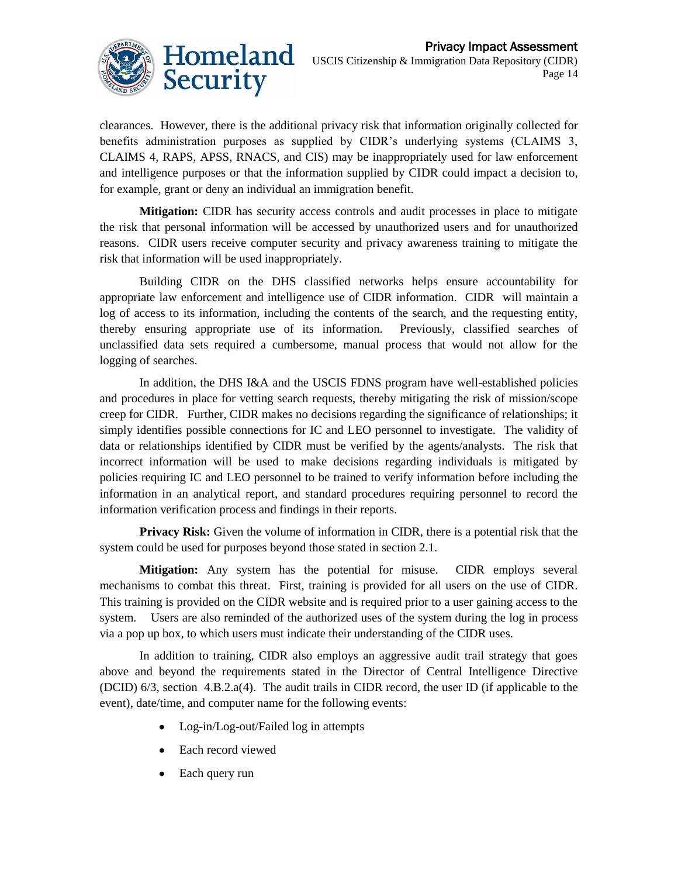clearances. However, there is the additional privacy risk that information originally collected for benefits administration purposes as supplied by CIDR's underlying systems (CLAIMS 3, CLAIMS 4, RAPS, APSS, RNACS, and CIS) may be inappropriately used for law enforcement and intelligence purposes or that the information supplied by CIDR could impact a decision to, for example, grant or deny an individual an immigration benefit.

**Mitigation:** CIDR has security access controls and audit processes in place to mitigate the risk that personal information will be accessed by unauthorized users and for unauthorized reasons. CIDR users receive computer security and privacy awareness training to mitigate the risk that information will be used inappropriately.

Building CIDR on the DHS classified networks helps ensure accountability for appropriate law enforcement and intelligence use of CIDR information. CIDR will maintain a log of access to its information, including the contents of the search, and the requesting entity, thereby ensuring appropriate use of its information. Previously, classified searches of unclassified data sets required a cumbersome, manual process that would not allow for the logging of searches.

In addition, the DHS I&A and the USCIS FDNS program have well-established policies and procedures in place for vetting search requests, thereby mitigating the risk of mission/scope creep for CIDR. Further, CIDR makes no decisions regarding the significance of relationships; it simply identifies possible connections for IC and LEO personnel to investigate. The validity of data or relationships identified by CIDR must be verified by the agents/analysts. The risk that incorrect information will be used to make decisions regarding individuals is mitigated by policies requiring IC and LEO personnel to be trained to verify information before including the information in an analytical report, and standard procedures requiring personnel to record the information verification process and findings in their reports.

**Privacy Risk:** Given the volume of information in CIDR, there is a potential risk that the system could be used for purposes beyond those stated in section 2.1.

**Mitigation:** Any system has the potential for misuse. CIDR employs several mechanisms to combat this threat. First, training is provided for all users on the use of CIDR. This training is provided on the CIDR website and is required prior to a user gaining access to the system. Users are also reminded of the authorized uses of the system during the log in process via a pop up box, to which users must indicate their understanding of the CIDR uses.

In addition to training, CIDR also employs an aggressive audit trail strategy that goes above and beyond the requirements stated in the Director of Central Intelligence Directive (DCID) 6/3, section 4.B.2.a(4). The audit trails in CIDR record, the user ID (if applicable to the event), date/time, and computer name for the following events:

- Log-in/Log-out/Failed log in attempts
- Each record viewed
- Each query run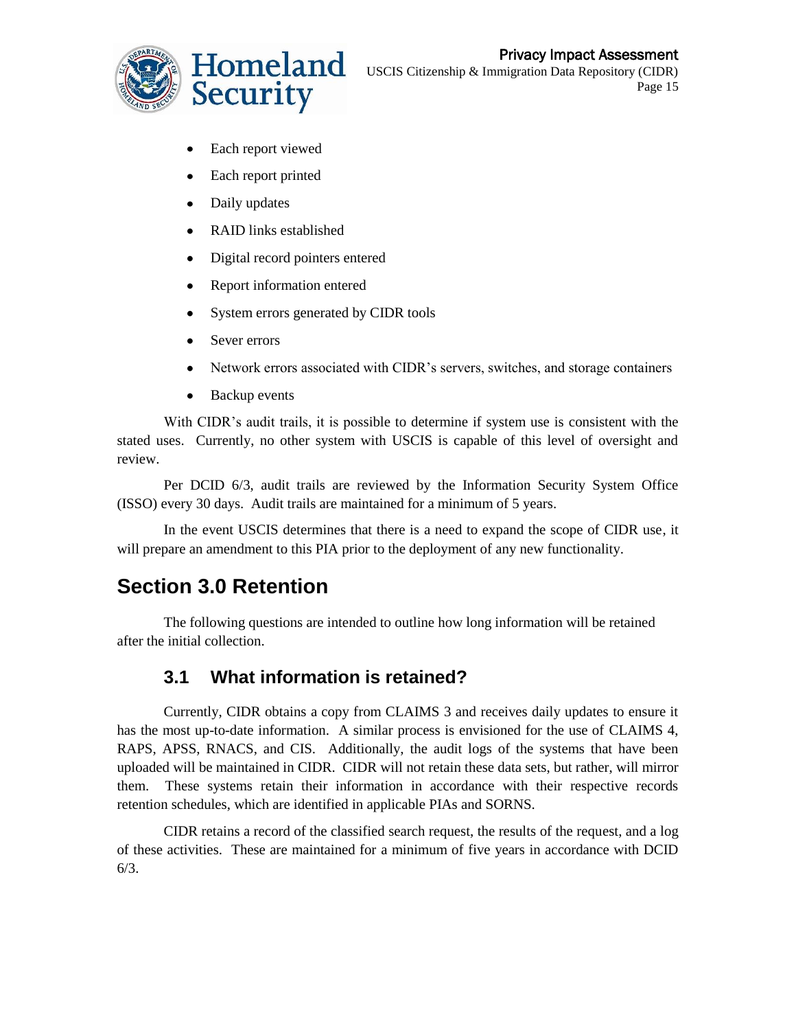- Each report viewed
- Each report printed
- Daily updates
- RAID links established
- Digital record pointers entered
- Report information entered
- System errors generated by CIDR tools
- Sever errors
- Network errors associated with CIDR's servers, switches, and storage containers
- Backup events

With CIDR's audit trails, it is possible to determine if system use is consistent with the stated uses. Currently, no other system with USCIS is capable of this level of oversight and review.

Per DCID 6/3, audit trails are reviewed by the Information Security System Office (ISSO) every 30 days. Audit trails are maintained for a minimum of 5 years.

In the event USCIS determines that there is a need to expand the scope of CIDR use, it will prepare an amendment to this PIA prior to the deployment of any new functionality.

# Section 3.0 Retention

The following questions are intended to outline how long information will be retained after the initial collection.

## 3.1 What information is retained?

Currently, CIDR obtains a copy from CLAIMS 3 and receives daily updates to ensure it has the most up-to-date information. A similar process is envisioned for the use of CLAIMS 4, RAPS, APSS, RNACS, and CIS. Additionally, the audit logs of the systems that have been uploaded will be maintained in CIDR. CIDR will not retain these data sets, but rather, will mirror them. These systems retain their information in accordance with their respective records retention schedules, which are identified in applicable PIAs and SORNS.

CIDR retains a record of the classified search request, the results of the request, and a log of these activities. These are maintained for a minimum of five years in accordance with DCID 6/3.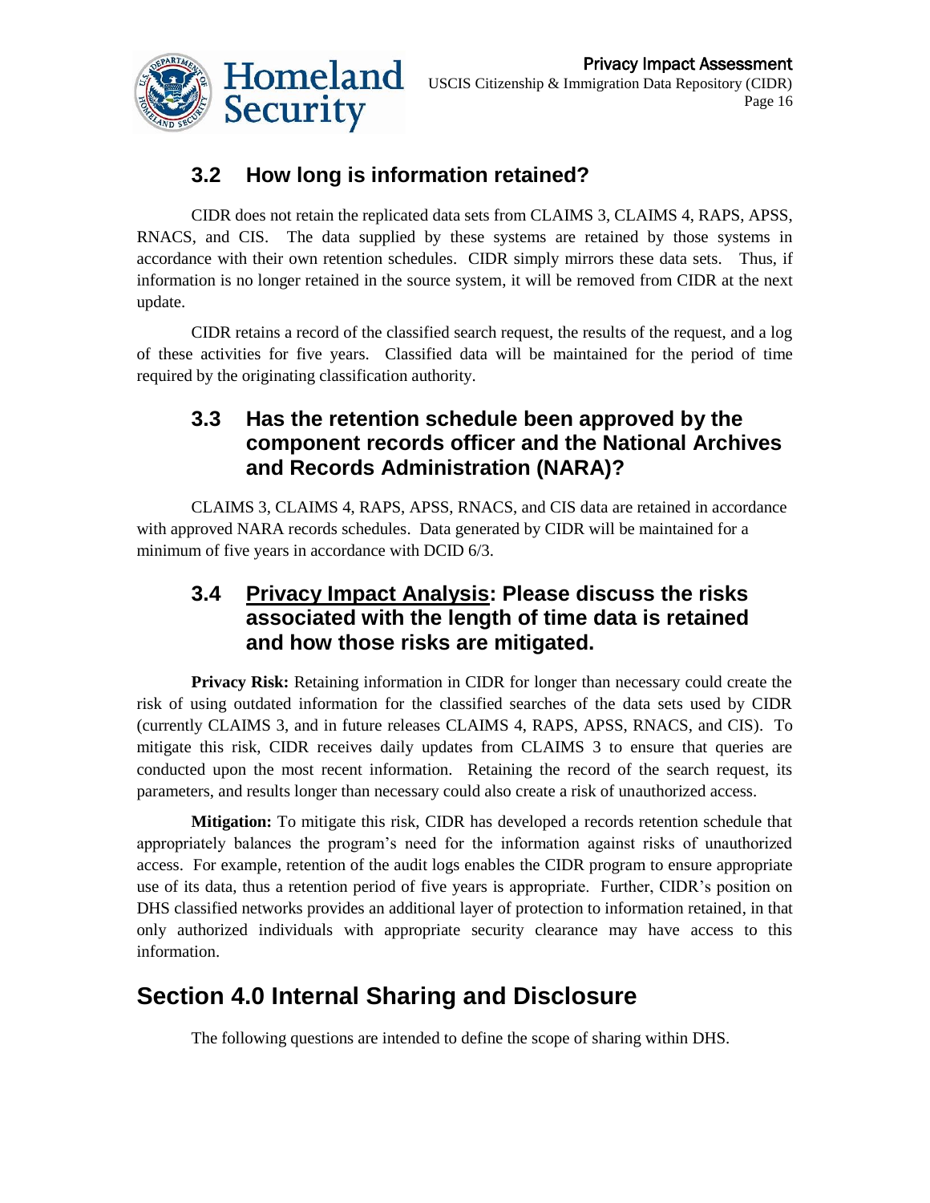### 3.2 How long is information retained?

CIDR does not retain the replicated data sets from CLAIMS 3, CLAIMS 4, RAPS, APSS, RNACS, and CIS. The data supplied by these systems are retained by those systems in accordance with their own retention schedules. CIDR simply mirrors these data sets. Thus, if information is no longer retained in the source system, it will be removed from CIDR at the next update.

CIDR retains a record of the classified search request, the results of the request, and a log of these activities for five years. Classified data will be maintained for the period of time required by the originating classification authority.

### 3.3 Has the retention schedule been approved by the component records officer and the National Archives and Records Administration (NARA)?

CLAIMS 3, CLAIMS 4, RAPS, APSS, RNACS, and CIS data are retained in accordance with approved NARA records schedules. Data generated by CIDR will be maintained for a minimum of five years in accordance with DCID 6/3.

### 3.4 Privacy Impact Analysis: Please discuss the risks associated with the length of time data is retained and how those risks are mitigated.

**Privacy Risk:** Retaining information in CIDR for longer than necessary could create the risk of using outdated information for the classified searches of the data sets used by CIDR (currently CLAIMS 3, and in future releases CLAIMS 4, RAPS, APSS, RNACS, and CIS). To mitigate this risk, CIDR receives daily updates from CLAIMS 3 to ensure that queries are conducted upon the most recent information. Retaining the record of the search request, its parameters, and results longer than necessary could also create a risk of unauthorized access.

**Mitigation:** To mitigate this risk, CIDR has developed a records retention schedule that appropriately balances the program's need for the information against risks of unauthorized access. For example, retention of the audit logs enables the CIDR program to ensure appropriate use of its data, thus a retention period of five years is appropriate. Further, CIDR's position on DHS classified networks provides an additional layer of protection to information retained, in that only authorized individuals with appropriate security clearance may have access to this information.

## Section 4.0 Internal Sharing and Disclosure

The following questions are intended to define the scope of sharing within DHS.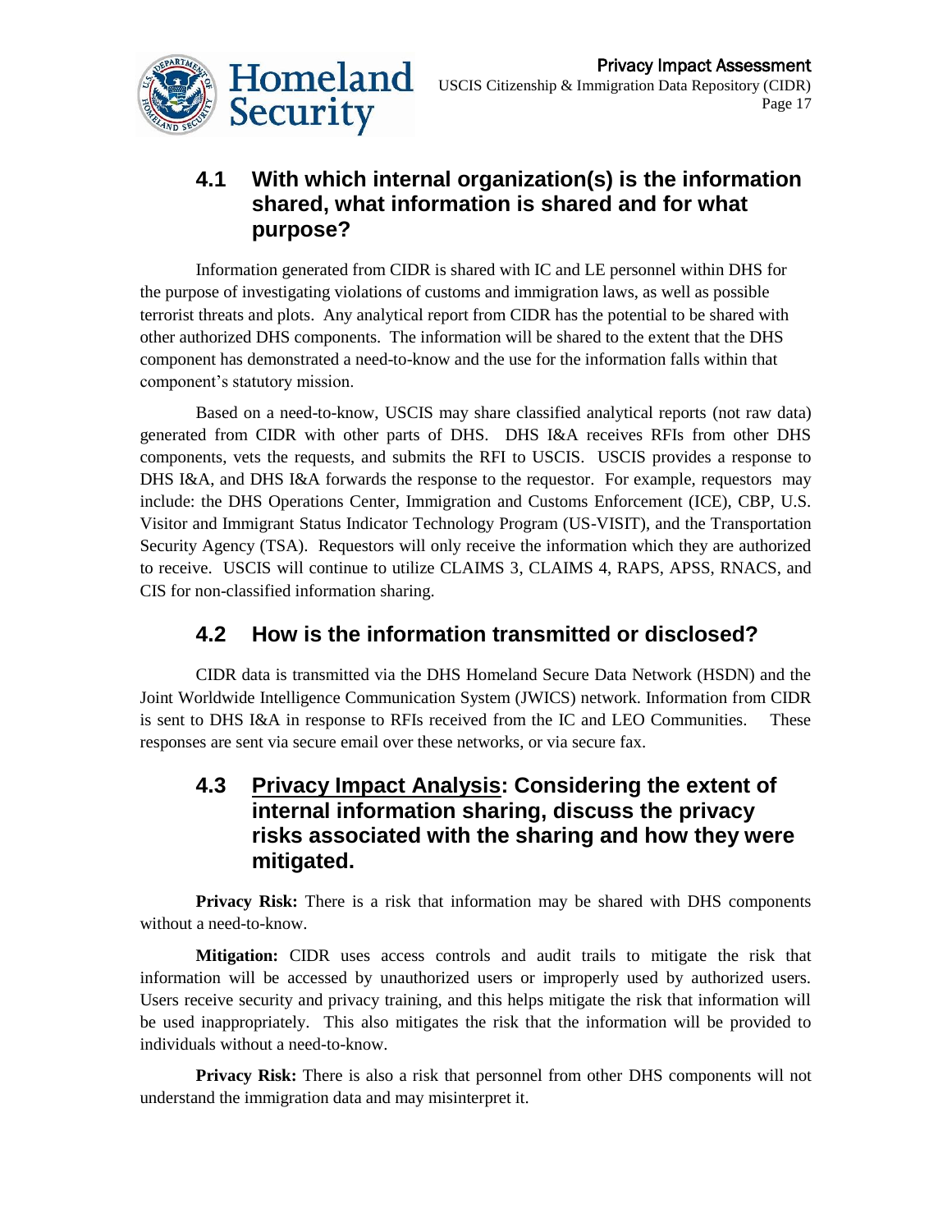## 4.1 With which internal organization(s) is the information shared, what information is shared and for what purpose?

Information generated from CIDR is shared with IC and LE personnel within DHS for the purpose of investigating violations of customs and immigration laws, as well as possible terrorist threats and plots. Any analytical report from CIDR has the potential to be shared with other authorized DHS components. The information will be shared to the extent that the DHS component has demonstrated a need-to-know and the use for the information falls within that component's statutory mission.

Based on a need-to-know, USCIS may share classified analytical reports (not raw data) generated from CIDR with other parts of DHS. DHS I&A receives RFIs from other DHS components, vets the requests, and submits the RFI to USCIS. USCIS provides a response to DHS I&A, and DHS I&A forwards the response to the requestor. For example, requestors may include: the DHS Operations Center, Immigration and Customs Enforcement (ICE), CBP, U.S. Visitor and Immigrant Status Indicator Technology Program (US-VISIT), and the Transportation Security Agency (TSA). Requestors will only receive the information which they are authorized to receive. USCIS will continue to utilize CLAIMS 3, CLAIMS 4, RAPS, APSS, RNACS, and CIS for non-classified information sharing.

## 4.2 How is the information transmitted or disclosed?

CIDR data is transmitted via the DHS Homeland Secure Data Network (HSDN) and the Joint Worldwide Intelligence Communication System (JWICS) network. Information from CIDR is sent to DHS I&A in response to RFIs received from the IC and LEO Communities. These responses are sent via secure email over these networks, or via secure fax.

## 4.3 Privacy Impact Analysis: Considering the extent of internal information sharing, discuss the privacy risks associated with the sharing and how they were mitigated.

**Privacy Risk:** There is a risk that information may be shared with DHS components without a need-to-know.

**Mitigation:** CIDR uses access controls and audit trails to mitigate the risk that information will be accessed by unauthorized users or improperly used by authorized users. Users receive security and privacy training, and this helps mitigate the risk that information will be used inappropriately. This also mitigates the risk that the information will be provided to individuals without a need-to-know.

**Privacy Risk:** There is also a risk that personnel from other DHS components will not understand the immigration data and may misinterpret it.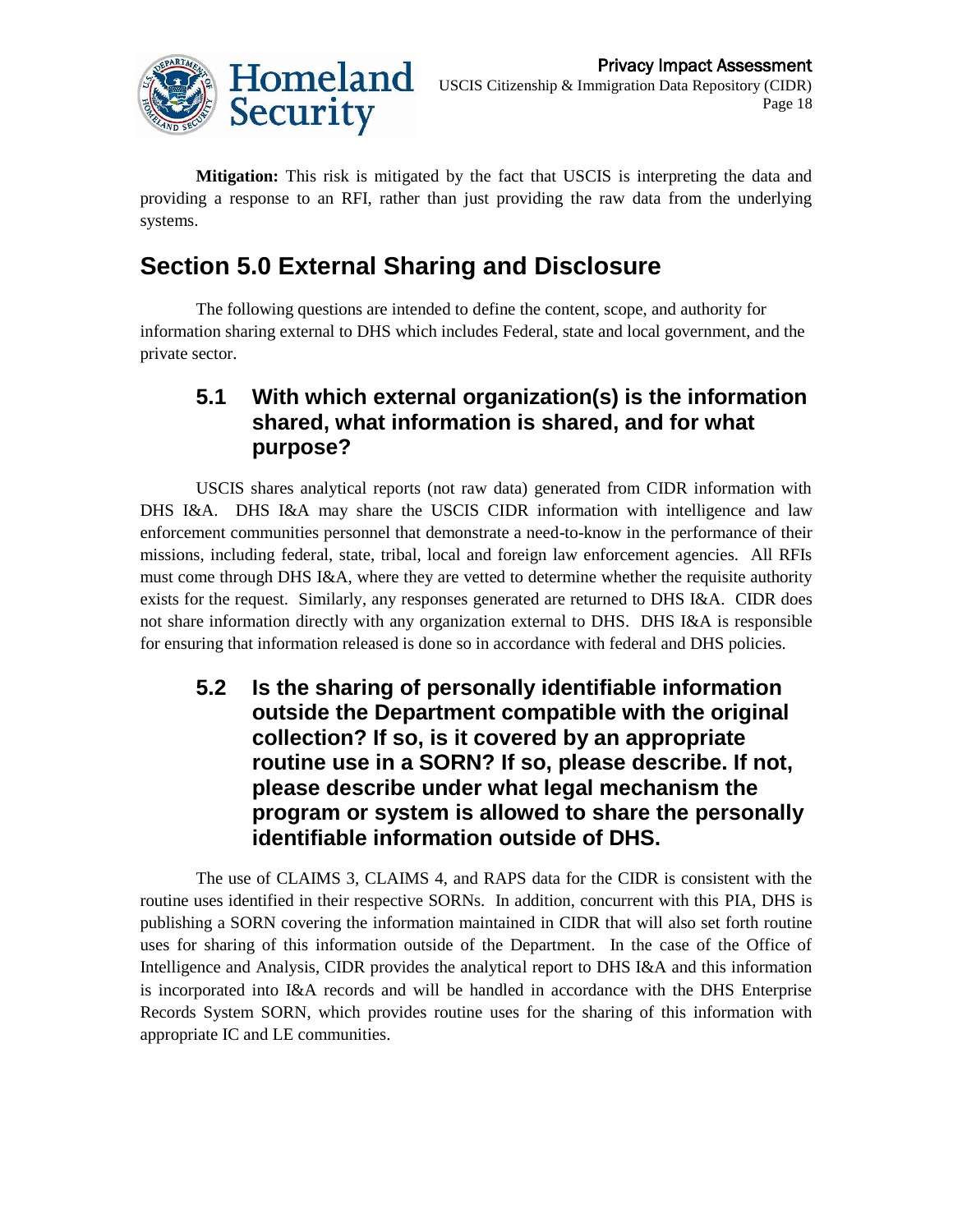**Mitigation:** This risk is mitigated by the fact that USCIS is interpreting the data and providing a response to an RFI, rather than just providing the raw data from the underlying systems.

# Section 5.0 External Sharing and Disclosure

The following questions are intended to define the content, scope, and authority for information sharing external to DHS which includes Federal, state and local government, and the private sector.

## 5.1 With which external organization(s) is the information shared, what information is shared, and for what purpose?

USCIS shares analytical reports (not raw data) generated from CIDR information with DHS I&A. DHS I&A may share the USCIS CIDR information with intelligence and law enforcement communities personnel that demonstrate a need-to-know in the performance of their missions, including federal, state, tribal, local and foreign law enforcement agencies. All RFIs must come through DHS I&A, where they are vetted to determine whether the requisite authority exists for the request. Similarly, any responses generated are returned to DHS I&A. CIDR does not share information directly with any organization external to DHS. DHS I&A is responsible for ensuring that information released is done so in accordance with federal and DHS policies.

## 5.2 Is the sharing of personally identifiable information outside the Department compatible with the original collection? If so, is it covered by an appropriate routine use in a SORN? If so, please describe. If not, please describe under what legal mechanism the program or system is allowed to share the personally identifiable information outside of DHS.

The use of CLAIMS 3, CLAIMS 4, and RAPS data for the CIDR is consistent with the routine uses identified in their respective SORNs. In addition, concurrent with this PIA, DHS is publishing a SORN covering the information maintained in CIDR that will also set forth routine uses for sharing of this information outside of the Department. In the case of the Office of Intelligence and Analysis, CIDR provides the analytical report to DHS I&A and this information is incorporated into I&A records and will be handled in accordance with the DHS Enterprise Records System SORN, which provides routine uses for the sharing of this information with appropriate IC and LE communities.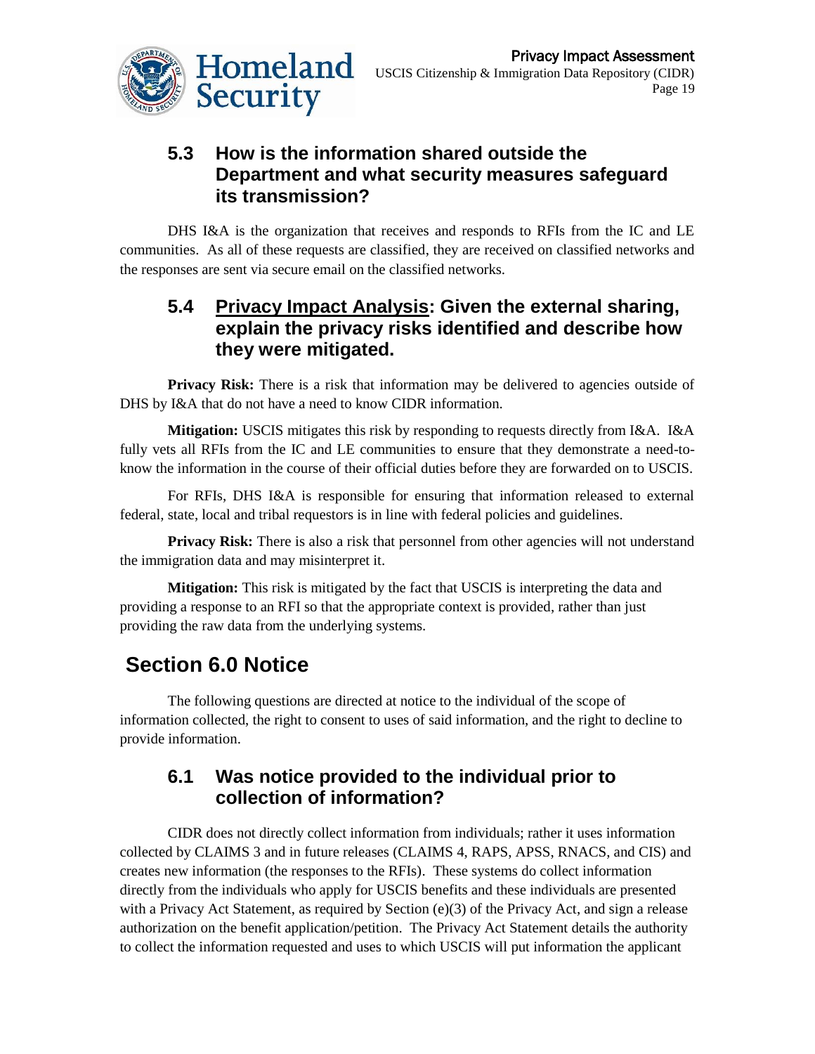### 5.3 How is the information shared outside the Department and what security measures safeguard its transmission?

DHS I&A is the organization that receives and responds to RFIs from the IC and LE communities. As all of these requests are classified, they are received on classified networks and the responses are sent via secure email on the classified networks.

### 5.4 Privacy Impact Analysis: Given the external sharing, explain the privacy risks identified and describe how they were mitigated.

**Privacy Risk:** There is a risk that information may be delivered to agencies outside of DHS by I&A that do not have a need to know CIDR information.

**Mitigation:** USCIS mitigates this risk by responding to requests directly from I&A. I&A fully vets all RFIs from the IC and LE communities to ensure that they demonstrate a need-to-know the information in the course of their official duties before they are forwarded on to USCIS.

For RFIs, DHS I&A is responsible for ensuring that information released to external federal, state, local and tribal requestors is in line with federal policies and guidelines.

**Privacy Risk:** There is also a risk that personnel from other agencies will not understand the immigration data and may misinterpret it.

**Mitigation:** This risk is mitigated by the fact that USCIS is interpreting the data and providing a response to an RFI so that the appropriate context is provided, rather than just providing the raw data from the underlying systems.

## Section 6.0 Notice

The following questions are directed at notice to the individual of the scope of information collected, the right to consent to uses of said information, and the right to decline to provide information.

### 6.1 Was notice provided to the individual prior to collection of information?

CIDR does not directly collect information from individuals; rather it uses information collected by CLAIMS 3 and in future releases (CLAIMS 4, RAPS, APSS, RNACS, and CIS) and creates new information (the responses to the RFIs). These systems do collect information directly from the individuals who apply for USCIS benefits and these individuals are presented with a Privacy Act Statement, as required by Section (e)(3) of the Privacy Act, and sign a release authorization on the benefit application/petition. The Privacy Act Statement details the authority to collect the information requested and uses to which USCIS will put information the applicant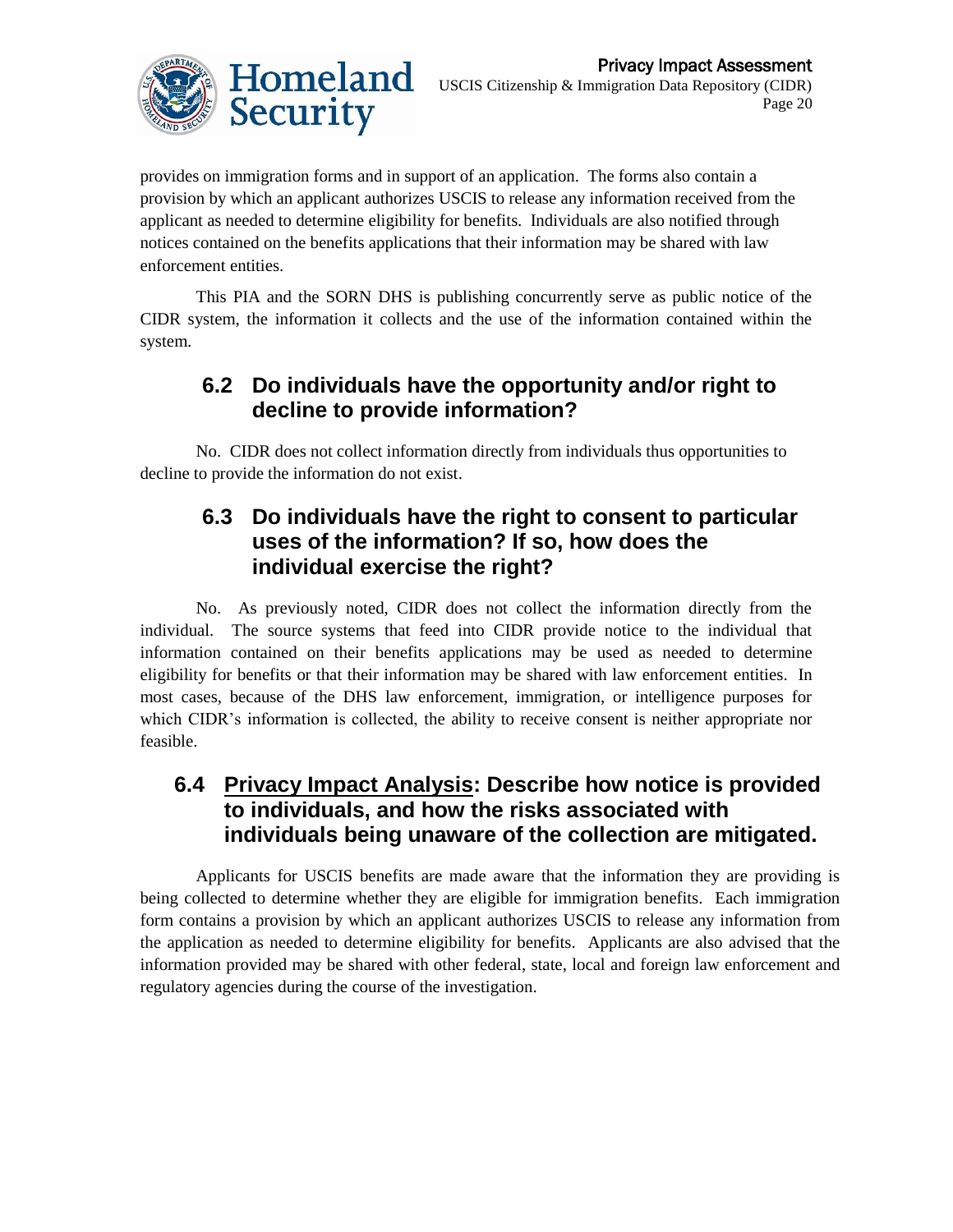provides on immigration forms and in support of an application. The forms also contain a provision by which an applicant authorizes USCIS to release any information received from the applicant as needed to determine eligibility for benefits. Individuals are also notified through notices contained on the benefits applications that their information may be shared with law enforcement entities.

This PIA and the SORN DHS is publishing concurrently serve as public notice of the CIDR system, the information it collects and the use of the information contained within the system.

### 6.2 Do individuals have the opportunity and/or right to decline to provide information?

No. CIDR does not collect information directly from individuals thus opportunities to decline to provide the information do not exist.

### 6.3 Do individuals have the right to consent to particular uses of the information? If so, how does the individual exercise the right?

No. As previously noted, CIDR does not collect the information directly from the individual. The source systems that feed into CIDR provide notice to the individual that information contained on their benefits applications may be used as needed to determine eligibility for benefits or that their information may be shared with law enforcement entities. In most cases, because of the DHS law enforcement, immigration, or intelligence purposes for which CIDR's information is collected, the ability to receive consent is neither appropriate nor feasible.

### 6.4 Privacy Impact Analysis: Describe how notice is provided to individuals, and how the risks associated with individuals being unaware of the collection are mitigated.

Applicants for USCIS benefits are made aware that the information they are providing is being collected to determine whether they are eligible for immigration benefits. Each immigration form contains a provision by which an applicant authorizes USCIS to release any information from the application as needed to determine eligibility for benefits. Applicants are also advised that the information provided may be shared with other federal, state, local and foreign law enforcement and regulatory agencies during the course of the investigation.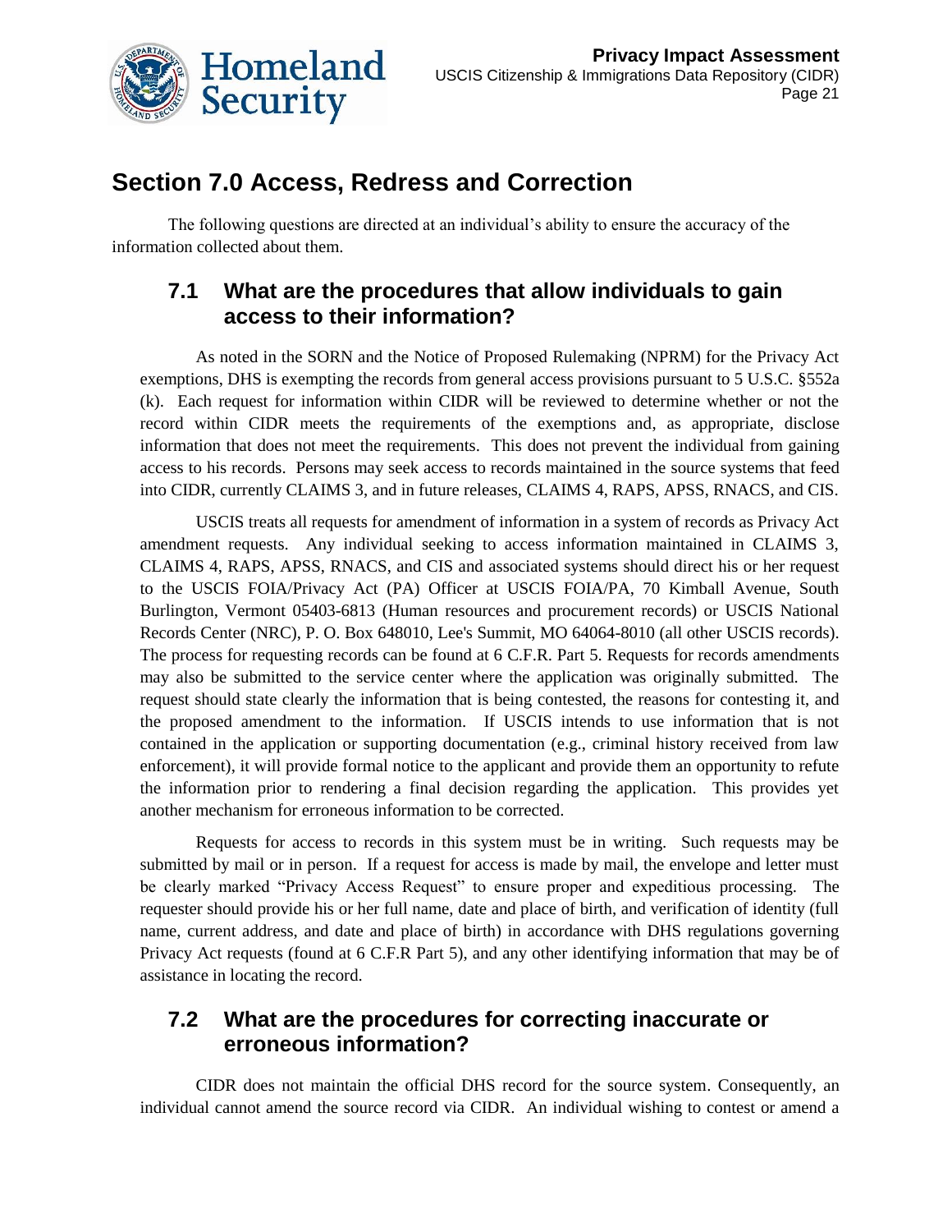## Section 7.0 Access, Redress and Correction

The following questions are directed at an individual's ability to ensure the accuracy of the information collected about them.

### 7.1 What are the procedures that allow individuals to gain access to their information?

As noted in the SORN and the Notice of Proposed Rulemaking (NPRM) for the Privacy Act exemptions, DHS is exempting the records from general access provisions pursuant to 5 U.S.C. §552a (k). Each request for information within CIDR will be reviewed to determine whether or not the record within CIDR meets the requirements of the exemptions and, as appropriate, disclose information that does not meet the requirements. This does not prevent the individual from gaining access to his records. Persons may seek access to records maintained in the source systems that feed into CIDR, currently CLAIMS 3, and in future releases, CLAIMS 4, RAPS, APSS, RNACS, and CIS.

USCIS treats all requests for amendment of information in a system of records as Privacy Act amendment requests. Any individual seeking to access information maintained in CLAIMS 3, CLAIMS 4, RAPS, APSS, RNACS, and CIS and associated systems should direct his or her request to the USCIS FOIA/Privacy Act (PA) Officer at USCIS FOIA/PA, 70 Kimball Avenue, South Burlington, Vermont 05403-6813 (Human resources and procurement records) or USCIS National Records Center (NRC), P. O. Box 648010, Lee's Summit, MO 64064-8010 (all other USCIS records). The process for requesting records can be found at 6 C.F.R. Part 5. Requests for records amendments may also be submitted to the service center where the application was originally submitted. The request should state clearly the information that is being contested, the reasons for contesting it, and the proposed amendment to the information. If USCIS intends to use information that is not contained in the application or supporting documentation (e.g., criminal history received from law enforcement), it will provide formal notice to the applicant and provide them an opportunity to refute the information prior to rendering a final decision regarding the application. This provides yet another mechanism for erroneous information to be corrected.

Requests for access to records in this system must be in writing. Such requests may be submitted by mail or in person. If a request for access is made by mail, the envelope and letter must be clearly marked "Privacy Access Request" to ensure proper and expeditious processing. The requester should provide his or her full name, date and place of birth, and verification of identity (full name, current address, and date and place of birth) in accordance with DHS regulations governing Privacy Act requests (found at 6 C.F.R Part 5), and any other identifying information that may be of assistance in locating the record.

### 7.2 What are the procedures for correcting inaccurate or erroneous information?

CIDR does not maintain the official DHS record for the source system. Consequently, an individual cannot amend the source record via CIDR. An individual wishing to contest or amend a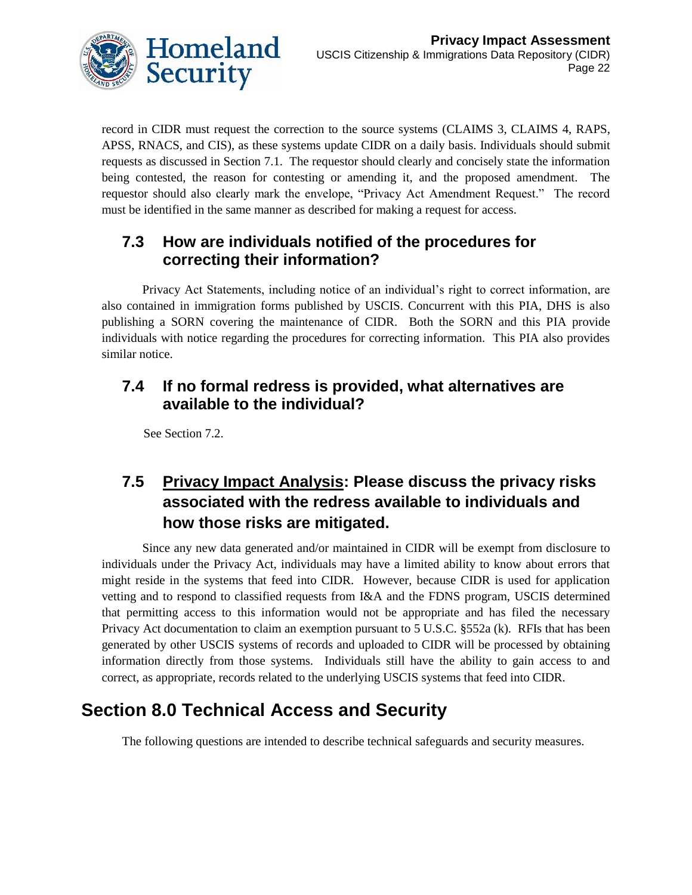record in CIDR must request the correction to the source systems (CLAIMS 3, CLAIMS 4, RAPS, APSS, RNACS, and CIS), as these systems update CIDR on a daily basis. Individuals should submit requests as discussed in Section 7.1. The requestor should clearly and concisely state the information being contested, the reason for contesting or amending it, and the proposed amendment. The requestor should also clearly mark the envelope, "Privacy Act Amendment Request." The record must be identified in the same manner as described for making a request for access.

### 7.3 How are individuals notified of the procedures for correcting their information?

Privacy Act Statements, including notice of an individual's right to correct information, are also contained in immigration forms published by USCIS. Concurrent with this PIA, DHS is also publishing a SORN covering the maintenance of CIDR. Both the SORN and this PIA provide individuals with notice regarding the procedures for correcting information. This PIA also provides similar notice.

### 7.4 If no formal redress is provided, what alternatives are available to the individual?

See Section 7.2.

### 7.5 <u>Privacy Impact Analysis</u>: Please discuss the privacy risks associated with the redress available to individuals and how those risks are mitigated.

Since any new data generated and/or maintained in CIDR will be exempt from disclosure to individuals under the Privacy Act, individuals may have a limited ability to know about errors that might reside in the systems that feed into CIDR. However, because CIDR is used for application vetting and to respond to classified requests from I&A and the FDNS program, USCIS determined that permitting access to this information would not be appropriate and has filed the necessary Privacy Act documentation to claim an exemption pursuant to 5 U.S.C. §552a (k). RFIs that has been generated by other USCIS systems of records and uploaded to CIDR will be processed by obtaining information directly from those systems. Individuals still have the ability to gain access to and correct, as appropriate, records related to the underlying USCIS systems that feed into CIDR.

## Section 8.0 Technical Access and Security

The following questions are intended to describe technical safeguards and security measures.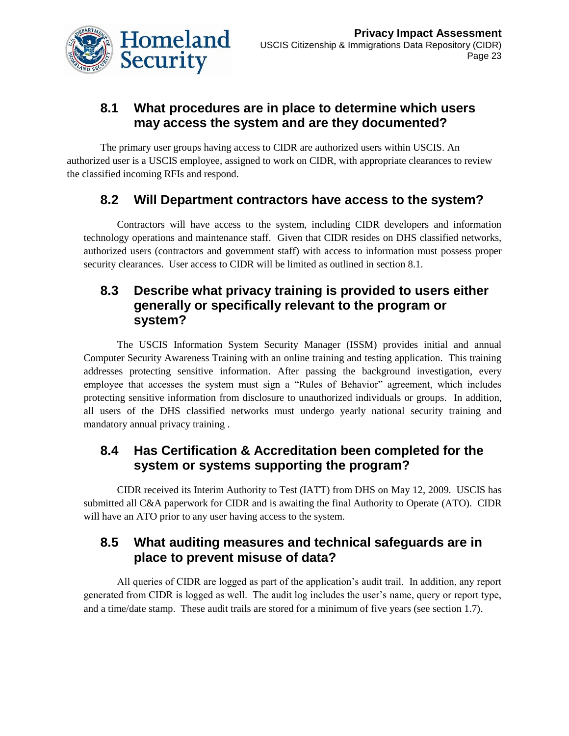## 8.1 What procedures are in place to determine which users may access the system and are they documented?

The primary user groups having access to CIDR are authorized users within USCIS. An authorized user is a USCIS employee, assigned to work on CIDR, with appropriate clearances to review the classified incoming RFIs and respond.

## 8.2 Will Department contractors have access to the system?

Contractors will have access to the system, including CIDR developers and information technology operations and maintenance staff. Given that CIDR resides on DHS classified networks, authorized users (contractors and government staff) with access to information must possess proper security clearances. User access to CIDR will be limited as outlined in section 8.1.

## 8.3 Describe what privacy training is provided to users either generally or specifically relevant to the program or system?

The USCIS Information System Security Manager (ISSM) provides initial and annual Computer Security Awareness Training with an online training and testing application. This training addresses protecting sensitive information. After passing the background investigation, every employee that accesses the system must sign a "Rules of Behavior" agreement, which includes protecting sensitive information from disclosure to unauthorized individuals or groups. In addition, all users of the DHS classified networks must undergo yearly national security training and mandatory annual privacy training .

## 8.4 Has Certification & Accreditation been completed for the system or systems supporting the program?

CIDR received its Interim Authority to Test (IATT) from DHS on May 12, 2009. USCIS has submitted all C&A paperwork for CIDR and is awaiting the final Authority to Operate (ATO). CIDR will have an ATO prior to any user having access to the system.

## 8.5 What auditing measures and technical safeguards are in place to prevent misuse of data?

All queries of CIDR are logged as part of the application's audit trail. In addition, any report generated from CIDR is logged as well. The audit log includes the user's name, query or report type, and a time/date stamp. These audit trails are stored for a minimum of five years (see section 1.7).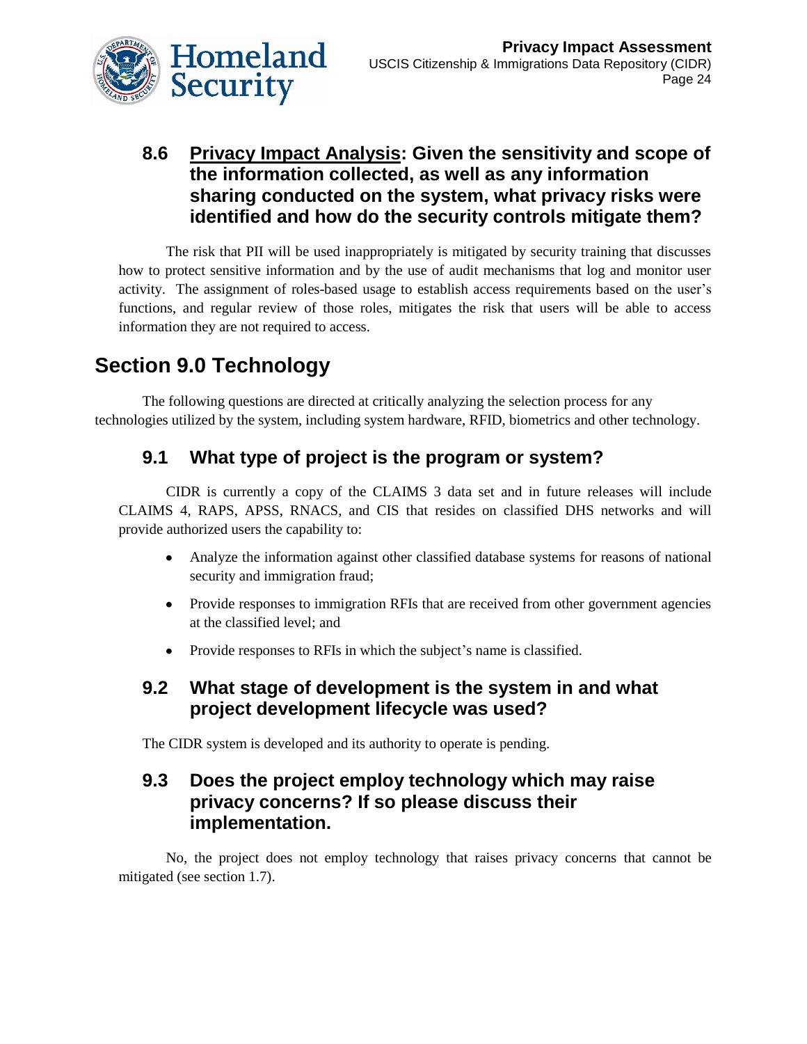### 8.6 Privacy Impact Analysis: Given the sensitivity and scope of the information collected, as well as any information sharing conducted on the system, what privacy risks were identified and how do the security controls mitigate them?

The risk that PII will be used inappropriately is mitigated by security training that discusses how to protect sensitive information and by the use of audit mechanisms that log and monitor user activity. The assignment of roles-based usage to establish access requirements based on the user's functions, and regular review of those roles, mitigates the risk that users will be able to access information they are not required to access.

## Section 9.0 Technology

The following questions are directed at critically analyzing the selection process for any technologies utilized by the system, including system hardware, RFID, biometrics and other technology.

### 9.1 What type of project is the program or system?

CIDR is currently a copy of the CLAIMS 3 data set and in future releases will include CLAIMS 4, RAPS, APSS, RNACS, and CIS that resides on classified DHS networks and will provide authorized users the capability to:

- Analyze the information against other classified database systems for reasons of national security and immigration fraud;
- Provide responses to immigration RFIs that are received from other government agencies at the classified level; and
- Provide responses to RFIs in which the subject's name is classified.

### 9.2 What stage of development is the system in and what project development lifecycle was used?

The CIDR system is developed and its authority to operate is pending.

### 9.3 Does the project employ technology which may raise privacy concerns? If so please discuss their implementation.

No, the project does not employ technology that raises privacy concerns that cannot be mitigated (see section 1.7).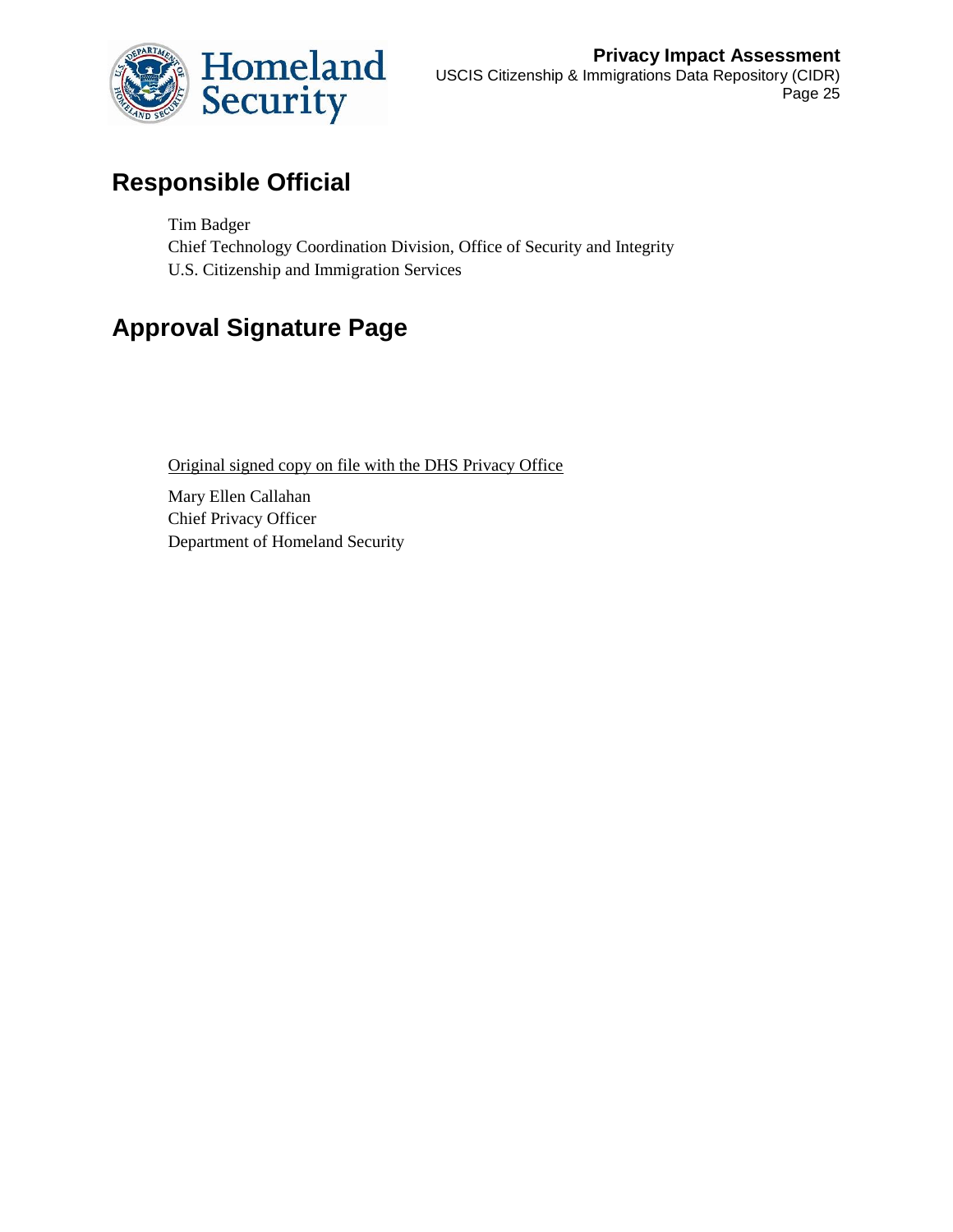## Responsible Official

Tim Badger
Chief Technology Coordination Division, Office of Security and Integrity
U.S. Citizenship and Immigration Services

## Approval Signature Page

Original signed copy on file with the DHS Privacy Office

Mary Ellen Callahan
Chief Privacy Officer
Department of Homeland Security